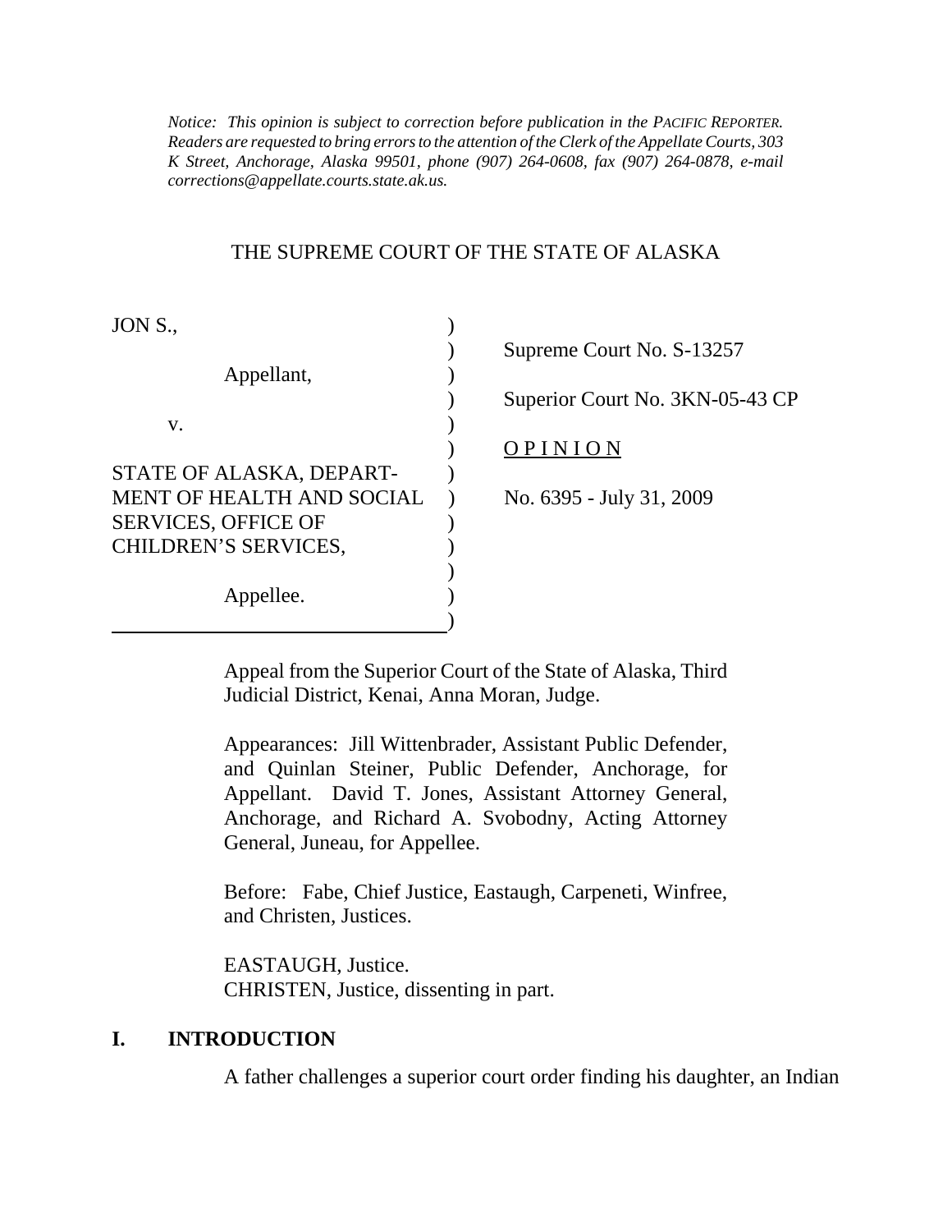*Notice: This opinion is subject to correction before publication in the PACIFIC REPORTER. Readers are requested to bring errors to the attention of the Clerk of the Appellate Courts, 303 K Street, Anchorage, Alaska 99501, phone (907) 264-0608, fax (907) 264-0878, e-mail corrections@appellate.courts.state.ak.us.*

THE SUPREME COURT OF THE STATE OF ALASKA

| | |
|---|---|
| JON S., | |
| Appellant, | Supreme Court No. S-13257 |
| v. | Superior Court No. 3KN-05-43 CP |
| STATE OF ALASKA, DEPARTMENT OF HEALTH AND SOCIAL SERVICES, OFFICE OF CHILDREN'S SERVICES, | OPINION |
| Appellee. | No. 6395 - July 31, 2009 |

Appeal from the Superior Court of the State of Alaska, Third Judicial District, Kenai, Anna Moran, Judge.

Appearances: Jill Wittenbrader, Assistant Public Defender, and Quinlan Steiner, Public Defender, Anchorage, for Appellant. David T. Jones, Assistant Attorney General, Anchorage, and Richard A. Svobodny, Acting Attorney General, Juneau, for Appellee.

Before: Fabe, Chief Justice, Eastaugh, Carpeneti, Winfree, and Christen, Justices.

EASTAUGH, Justice.
CHRISTEN, Justice, dissenting in part.

## I. INTRODUCTION

A father challenges a superior court order finding his daughter, an Indian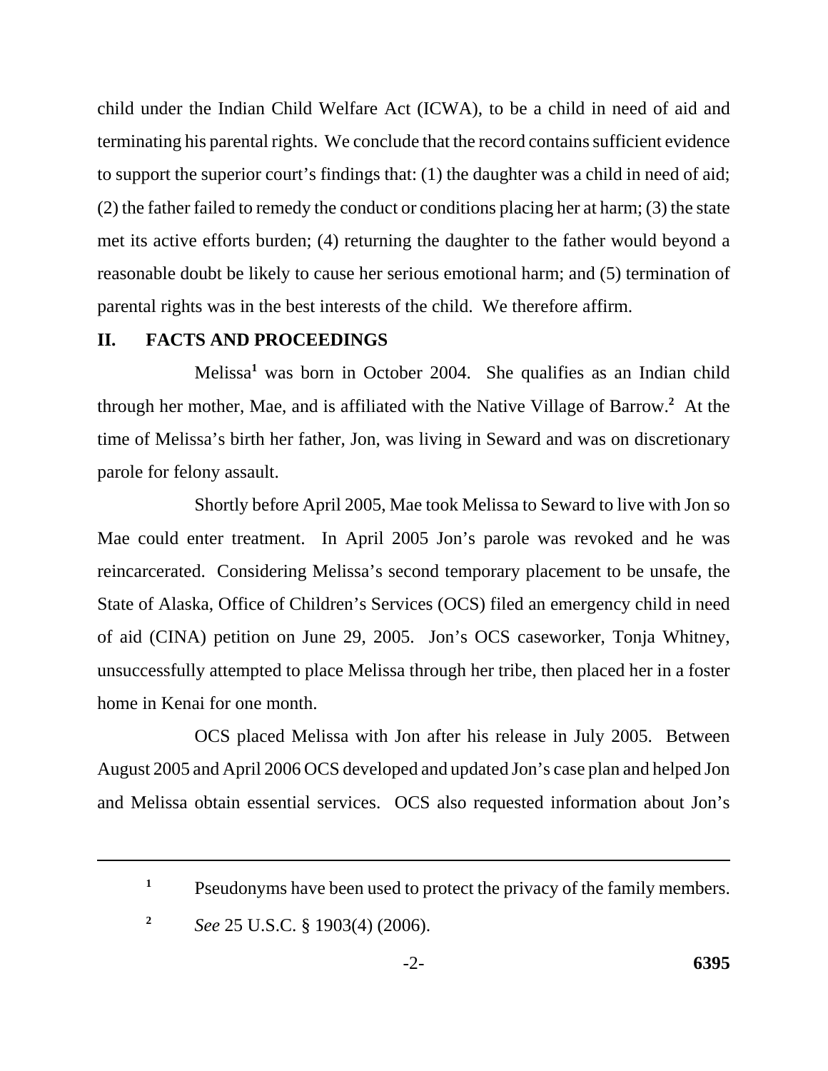child under the Indian Child Welfare Act (ICWA), to be a child in need of aid and terminating his parental rights. We conclude that the record contains sufficient evidence to support the superior court's findings that: (1) the daughter was a child in need of aid; (2) the father failed to remedy the conduct or conditions placing her at harm; (3) the state met its active efforts burden; (4) returning the daughter to the father would beyond a reasonable doubt be likely to cause her serious emotional harm; and (5) termination of parental rights was in the best interests of the child. We therefore affirm.

## II. FACTS AND PROCEEDINGS

Melissa[1] was born in October 2004. She qualifies as an Indian child through her mother, Mae, and is affiliated with the Native Village of Barrow.[2] At the time of Melissa's birth her father, Jon, was living in Seward and was on discretionary parole for felony assault.

Shortly before April 2005, Mae took Melissa to Seward to live with Jon so Mae could enter treatment. In April 2005 Jon's parole was revoked and he was reincarcerated. Considering Melissa's second temporary placement to be unsafe, the State of Alaska, Office of Children's Services (OCS) filed an emergency child in need of aid (CINA) petition on June 29, 2005. Jon's OCS caseworker, Tonja Whitney, unsuccessfully attempted to place Melissa through her tribe, then placed her in a foster home in Kenai for one month.

OCS placed Melissa with Jon after his release in July 2005. Between August 2005 and April 2006 OCS developed and updated Jon's case plan and helped Jon and Melissa obtain essential services. OCS also requested information about Jon's

---

[1] Pseudonyms have been used to protect the privacy of the family members.

[2] *See* 25 U.S.C. § 1903(4) (2006).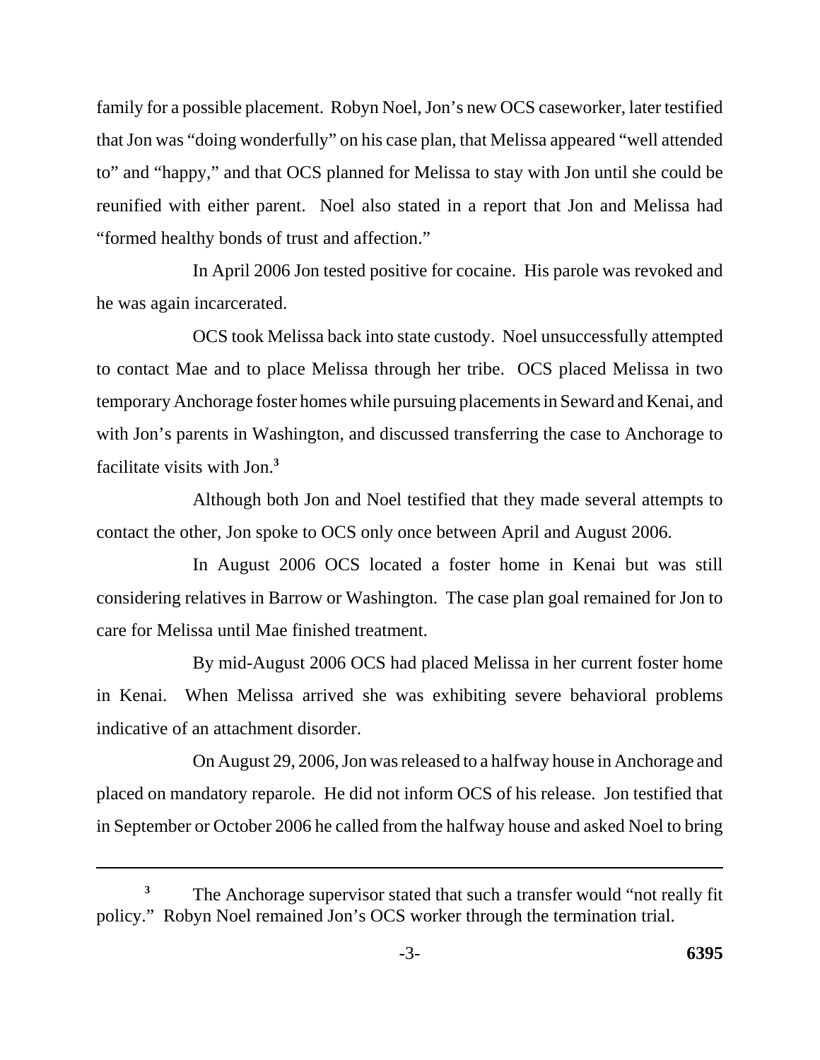family for a possible placement. Robyn Noel, Jon's new OCS caseworker, later testified that Jon was "doing wonderfully" on his case plan, that Melissa appeared "well attended to" and "happy," and that OCS planned for Melissa to stay with Jon until she could be reunified with either parent. Noel also stated in a report that Jon and Melissa had "formed healthy bonds of trust and affection."

In April 2006 Jon tested positive for cocaine. His parole was revoked and he was again incarcerated.

OCS took Melissa back into state custody. Noel unsuccessfully attempted to contact Mae and to place Melissa through her tribe. OCS placed Melissa in two temporary Anchorage foster homes while pursuing placements in Seward and Kenai, and with Jon's parents in Washington, and discussed transferring the case to Anchorage to facilitate visits with Jon.[3]

Although both Jon and Noel testified that they made several attempts to contact the other, Jon spoke to OCS only once between April and August 2006.

In August 2006 OCS located a foster home in Kenai but was still considering relatives in Barrow or Washington. The case plan goal remained for Jon to care for Melissa until Mae finished treatment.

By mid-August 2006 OCS had placed Melissa in her current foster home in Kenai. When Melissa arrived she was exhibiting severe behavioral problems indicative of an attachment disorder.

On August 29, 2006, Jon was released to a halfway house in Anchorage and placed on mandatory reparole. He did not inform OCS of his release. Jon testified that in September or October 2006 he called from the halfway house and asked Noel to bring

---

[3] The Anchorage supervisor stated that such a transfer would "not really fit policy." Robyn Noel remained Jon's OCS worker through the termination trial.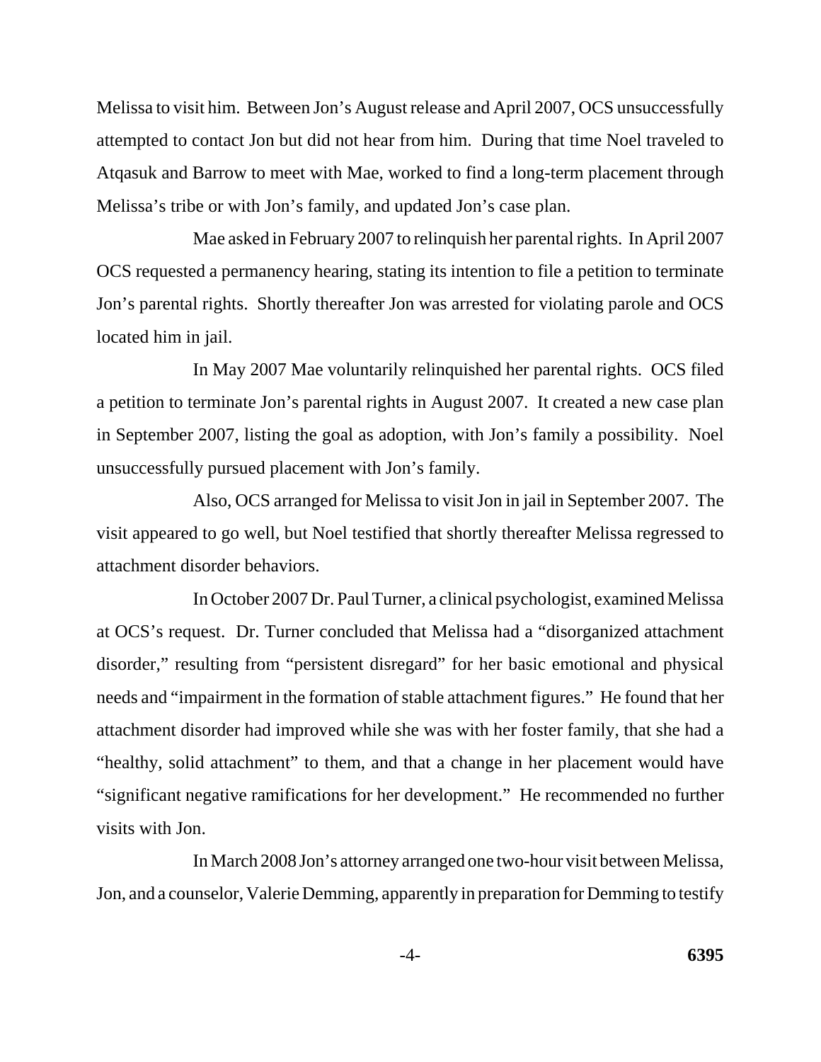Melissa to visit him. Between Jon's August release and April 2007, OCS unsuccessfully attempted to contact Jon but did not hear from him. During that time Noel traveled to Atqasuk and Barrow to meet with Mae, worked to find a long-term placement through Melissa's tribe or with Jon's family, and updated Jon's case plan.

Mae asked in February 2007 to relinquish her parental rights. In April 2007 OCS requested a permanency hearing, stating its intention to file a petition to terminate Jon's parental rights. Shortly thereafter Jon was arrested for violating parole and OCS located him in jail.

In May 2007 Mae voluntarily relinquished her parental rights. OCS filed a petition to terminate Jon's parental rights in August 2007. It created a new case plan in September 2007, listing the goal as adoption, with Jon's family a possibility. Noel unsuccessfully pursued placement with Jon's family.

Also, OCS arranged for Melissa to visit Jon in jail in September 2007. The visit appeared to go well, but Noel testified that shortly thereafter Melissa regressed to attachment disorder behaviors.

In October 2007 Dr. Paul Turner, a clinical psychologist, examined Melissa at OCS's request. Dr. Turner concluded that Melissa had a "disorganized attachment disorder," resulting from "persistent disregard" for her basic emotional and physical needs and "impairment in the formation of stable attachment figures." He found that her attachment disorder had improved while she was with her foster family, that she had a "healthy, solid attachment" to them, and that a change in her placement would have "significant negative ramifications for her development." He recommended no further visits with Jon.

In March 2008 Jon's attorney arranged one two-hour visit between Melissa, Jon, and a counselor, Valerie Demming, apparently in preparation for Demming to testify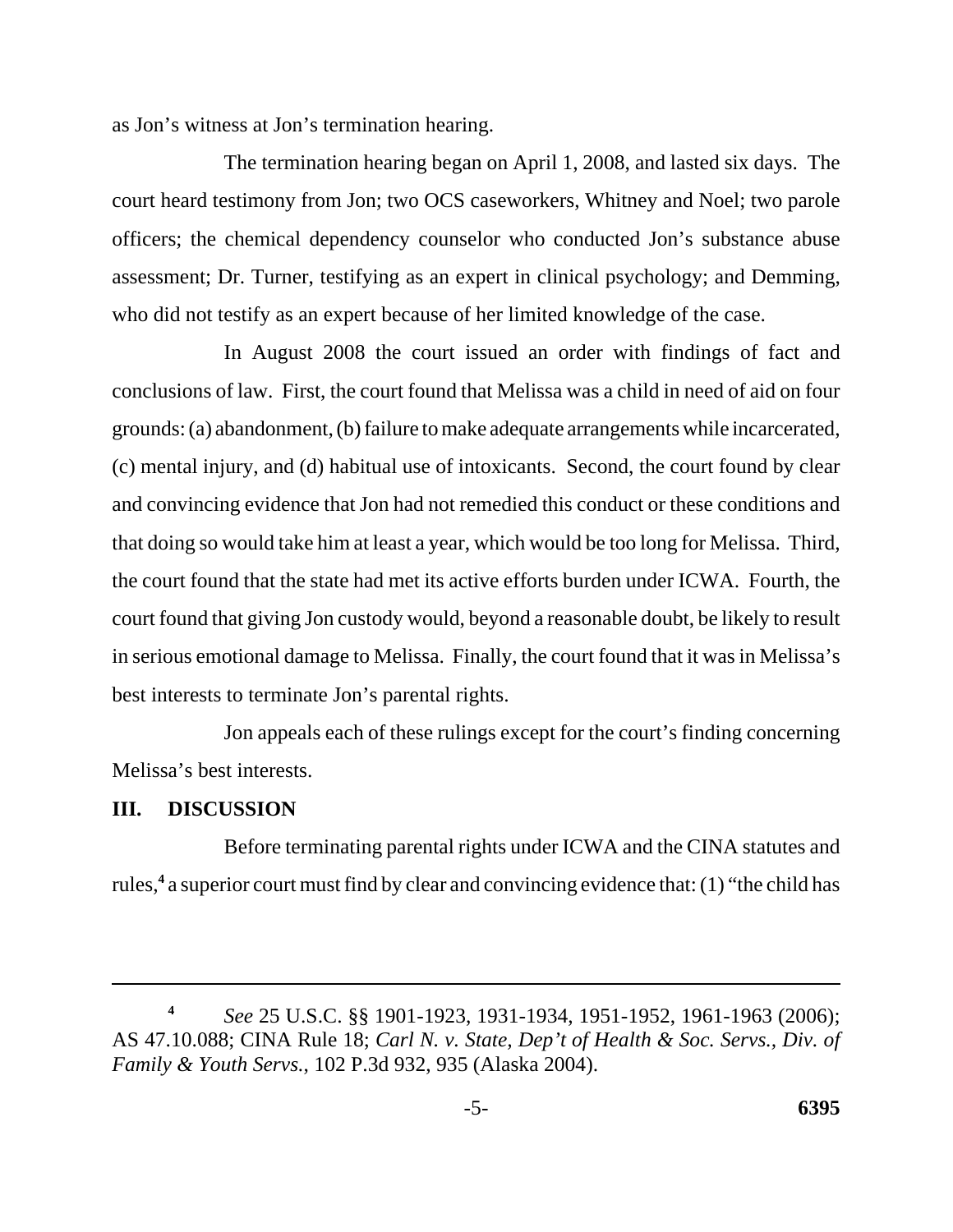as Jon's witness at Jon's termination hearing.

The termination hearing began on April 1, 2008, and lasted six days. The court heard testimony from Jon; two OCS caseworkers, Whitney and Noel; two parole officers; the chemical dependency counselor who conducted Jon's substance abuse assessment; Dr. Turner, testifying as an expert in clinical psychology; and Demming, who did not testify as an expert because of her limited knowledge of the case.

In August 2008 the court issued an order with findings of fact and conclusions of law. First, the court found that Melissa was a child in need of aid on four grounds: (a) abandonment, (b) failure to make adequate arrangements while incarcerated, (c) mental injury, and (d) habitual use of intoxicants. Second, the court found by clear and convincing evidence that Jon had not remedied this conduct or these conditions and that doing so would take him at least a year, which would be too long for Melissa. Third, the court found that the state had met its active efforts burden under ICWA. Fourth, the court found that giving Jon custody would, beyond a reasonable doubt, be likely to result in serious emotional damage to Melissa. Finally, the court found that it was in Melissa's best interests to terminate Jon's parental rights.

Jon appeals each of these rulings except for the court's finding concerning Melissa's best interests.

## III. DISCUSSION

Before terminating parental rights under ICWA and the CINA statutes and rules,[4] a superior court must find by clear and convincing evidence that: (1) "the child has

---

[4] *See* 25 U.S.C. §§ 1901-1923, 1931-1934, 1951-1952, 1961-1963 (2006); AS 47.10.088; CINA Rule 18; *Carl N. v. State, Dep't of Health & Soc. Servs., Div. of Family & Youth Servs.*, 102 P.3d 932, 935 (Alaska 2004).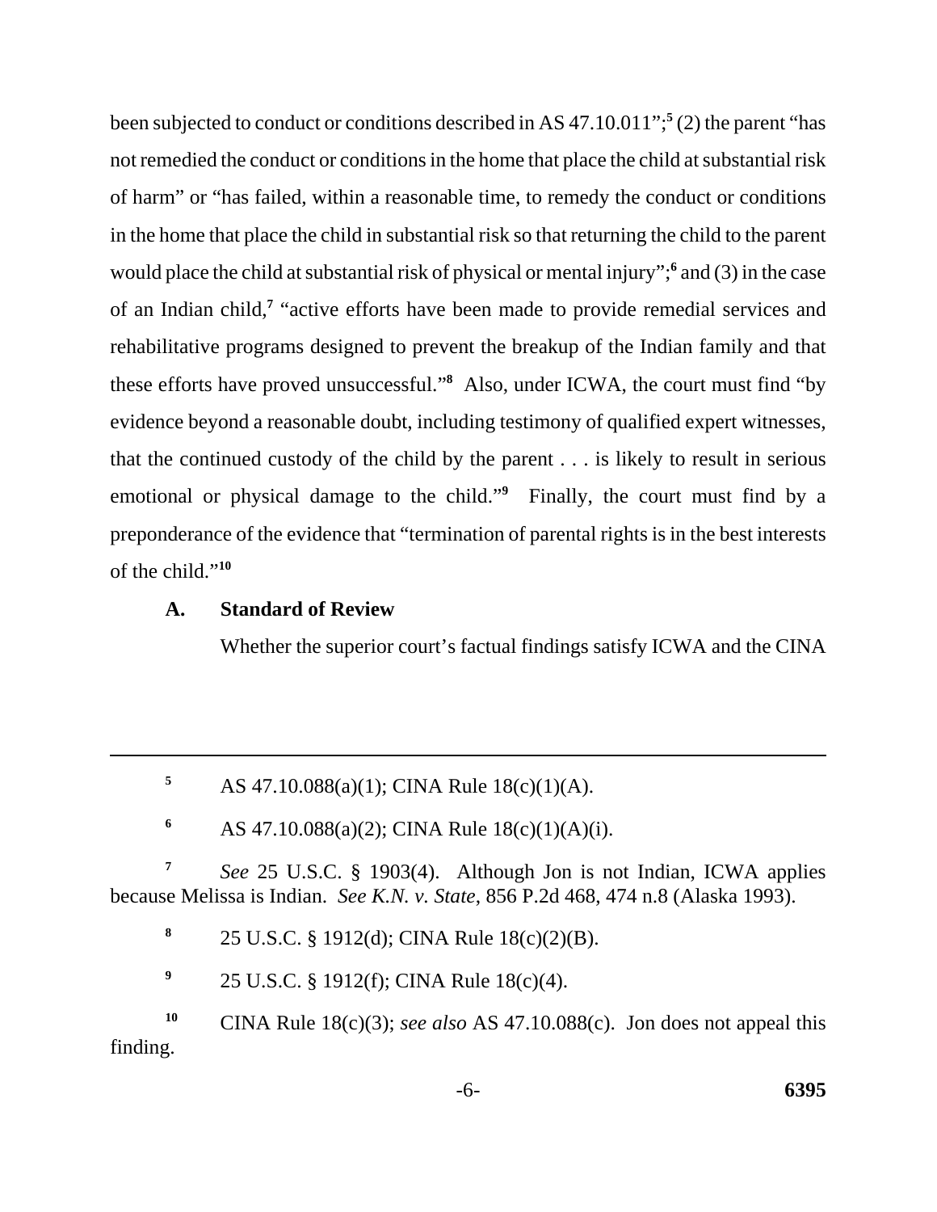been subjected to conduct or conditions described in AS 47.10.011";[5] (2) the parent "has not remedied the conduct or conditions in the home that place the child at substantial risk of harm" or "has failed, within a reasonable time, to remedy the conduct or conditions in the home that place the child in substantial risk so that returning the child to the parent would place the child at substantial risk of physical or mental injury";[6] and (3) in the case of an Indian child,[7] "active efforts have been made to provide remedial services and rehabilitative programs designed to prevent the breakup of the Indian family and that these efforts have proved unsuccessful."[8] Also, under ICWA, the court must find "by evidence beyond a reasonable doubt, including testimony of qualified expert witnesses, that the continued custody of the child by the parent . . . is likely to result in serious emotional or physical damage to the child."[9] Finally, the court must find by a preponderance of the evidence that "termination of parental rights is in the best interests of the child."[10]

### A. Standard of Review

Whether the superior court's factual findings satisfy ICWA and the CINA

---

[5] AS 47.10.088(a)(1); CINA Rule 18(c)(1)(A).

[6] AS 47.10.088(a)(2); CINA Rule 18(c)(1)(A)(i).

[7] *See* 25 U.S.C. § 1903(4). Although Jon is not Indian, ICWA applies because Melissa is Indian. *See K.N. v. State*, 856 P.2d 468, 474 n.8 (Alaska 1993).

[8] 25 U.S.C. § 1912(d); CINA Rule 18(c)(2)(B).

[9] 25 U.S.C. § 1912(f); CINA Rule 18(c)(4).

[10] CINA Rule 18(c)(3); *see also* AS 47.10.088(c). Jon does not appeal this finding.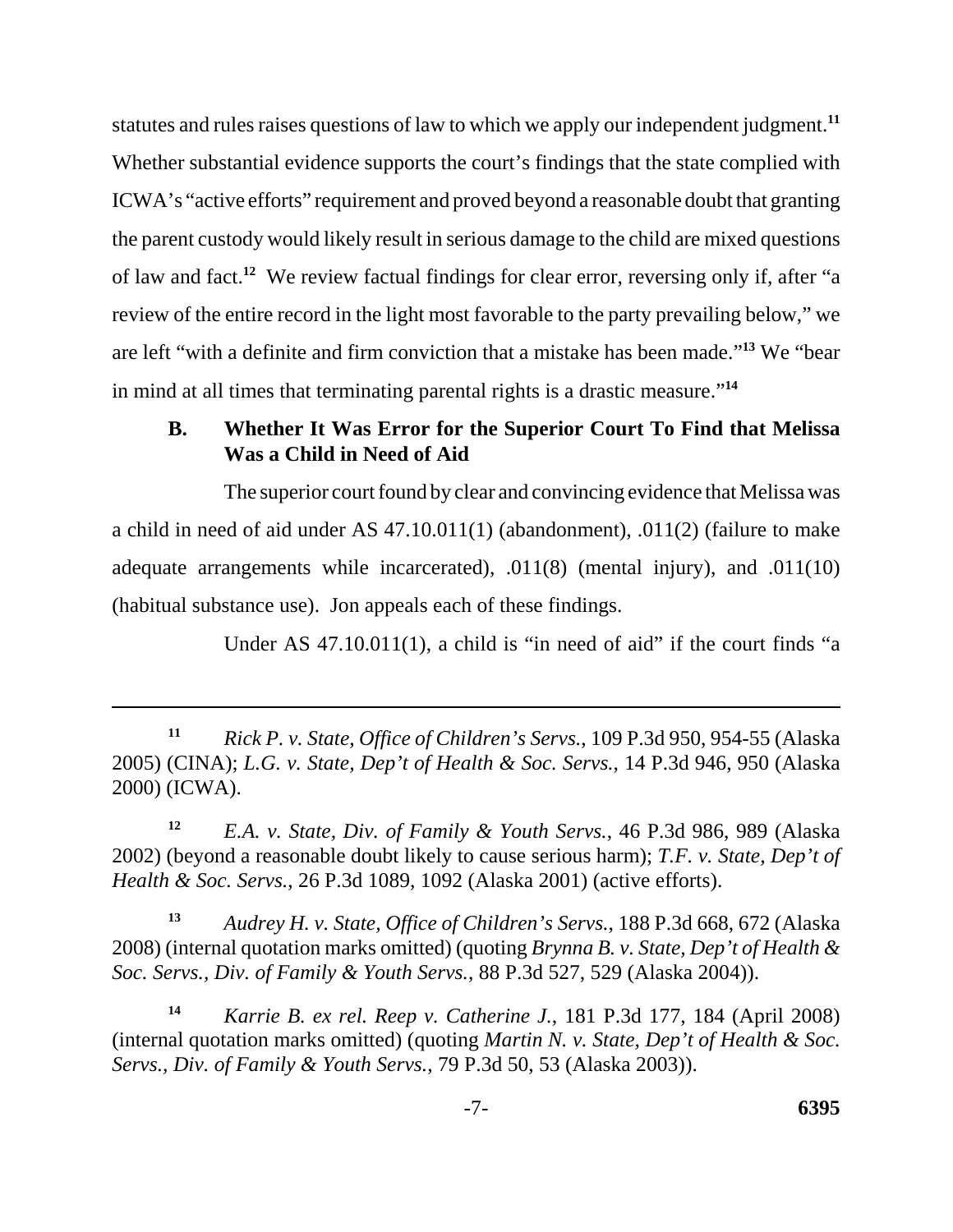statutes and rules raises questions of law to which we apply our independent judgment.[11] Whether substantial evidence supports the court's findings that the state complied with ICWA's "active efforts" requirement and proved beyond a reasonable doubt that granting the parent custody would likely result in serious damage to the child are mixed questions of law and fact.[12] We review factual findings for clear error, reversing only if, after "a review of the entire record in the light most favorable to the party prevailing below," we are left "with a definite and firm conviction that a mistake has been made."[13] We "bear in mind at all times that terminating parental rights is a drastic measure."[14]

### B. Whether It Was Error for the Superior Court To Find that Melissa Was a Child in Need of Aid

The superior court found by clear and convincing evidence that Melissa was a child in need of aid under AS 47.10.011(1) (abandonment), .011(2) (failure to make adequate arrangements while incarcerated), .011(8) (mental injury), and .011(10) (habitual substance use). Jon appeals each of these findings.

Under AS 47.10.011(1), a child is "in need of aid" if the court finds "a

---

[11] *Rick P. v. State, Office of Children's Servs.*, 109 P.3d 950, 954-55 (Alaska 2005) (CINA); *L.G. v. State, Dep't of Health & Soc. Servs.*, 14 P.3d 946, 950 (Alaska 2000) (ICWA).

[12] *E.A. v. State, Div. of Family & Youth Servs.*, 46 P.3d 986, 989 (Alaska 2002) (beyond a reasonable doubt likely to cause serious harm); *T.F. v. State, Dep't of Health & Soc. Servs.*, 26 P.3d 1089, 1092 (Alaska 2001) (active efforts).

[13] *Audrey H. v. State, Office of Children's Servs.*, 188 P.3d 668, 672 (Alaska 2008) (internal quotation marks omitted) (quoting *Brynna B. v. State, Dep't of Health & Soc. Servs., Div. of Family & Youth Servs.*, 88 P.3d 527, 529 (Alaska 2004)).

[14] *Karrie B. ex rel. Reep v. Catherine J.*, 181 P.3d 177, 184 (April 2008) (internal quotation marks omitted) (quoting *Martin N. v. State, Dep't of Health & Soc. Servs., Div. of Family & Youth Servs.*, 79 P.3d 50, 53 (Alaska 2003)).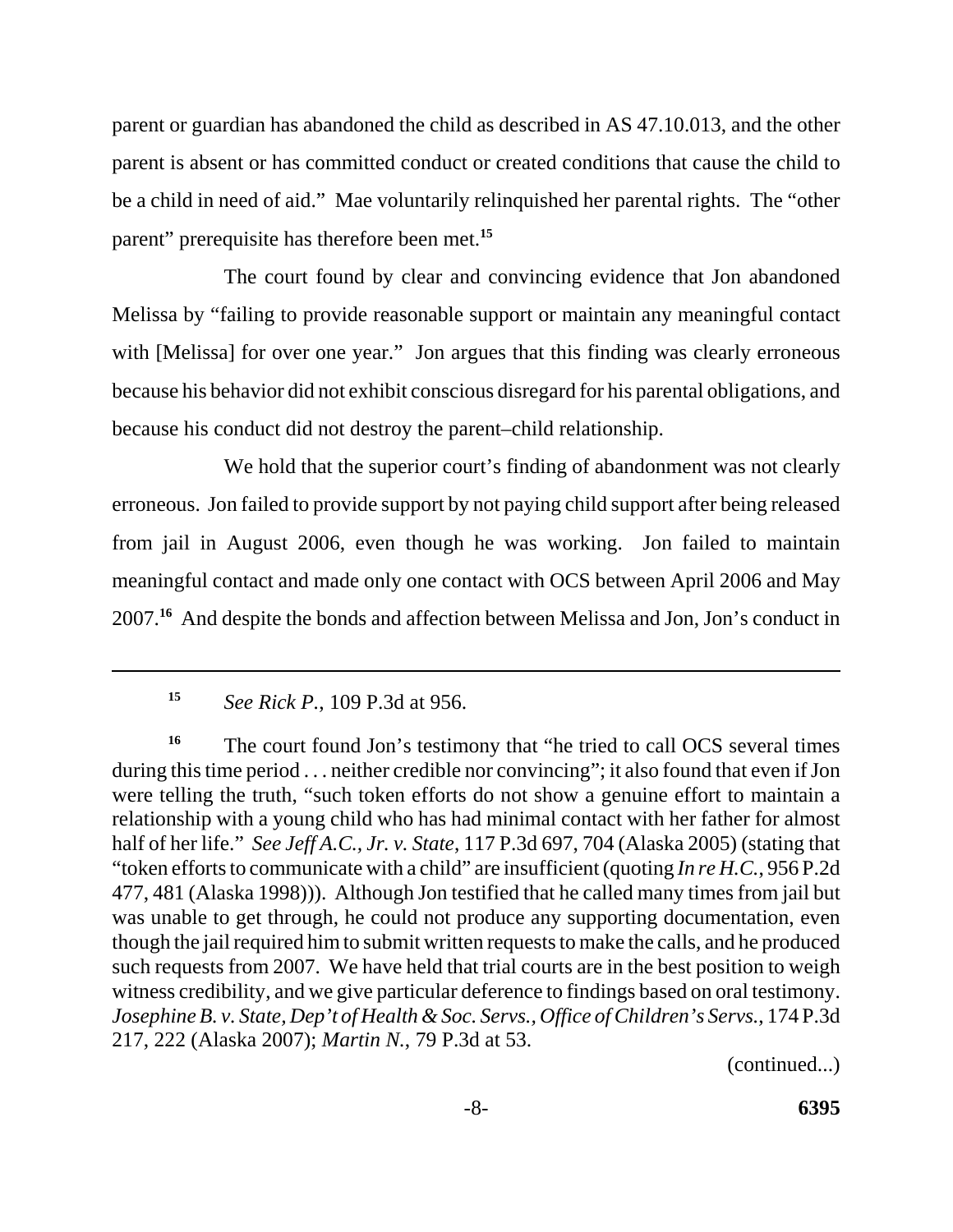parent or guardian has abandoned the child as described in AS 47.10.013, and the other parent is absent or has committed conduct or created conditions that cause the child to be a child in need of aid." Mae voluntarily relinquished her parental rights. The "other parent" prerequisite has therefore been met.[15]

The court found by clear and convincing evidence that Jon abandoned Melissa by "failing to provide reasonable support or maintain any meaningful contact with [Melissa] for over one year." Jon argues that this finding was clearly erroneous because his behavior did not exhibit conscious disregard for his parental obligations, and because his conduct did not destroy the parent–child relationship.

We hold that the superior court's finding of abandonment was not clearly erroneous. Jon failed to provide support by not paying child support after being released from jail in August 2006, even though he was working. Jon failed to maintain meaningful contact and made only one contact with OCS between April 2006 and May 2007.[16] And despite the bonds and affection between Melissa and Jon, Jon's conduct in

---

[15] *See Rick P.*, 109 P.3d at 956.

[16] The court found Jon's testimony that "he tried to call OCS several times during this time period . . . neither credible nor convincing"; it also found that even if Jon were telling the truth, "such token efforts do not show a genuine effort to maintain a relationship with a young child who has had minimal contact with her father for almost half of her life." *See Jeff A.C., Jr. v. State*, 117 P.3d 697, 704 (Alaska 2005) (stating that "token efforts to communicate with a child" are insufficient (quoting *In re H.C.*, 956 P.2d 477, 481 (Alaska 1998))). Although Jon testified that he called many times from jail but was unable to get through, he could not produce any supporting documentation, even though the jail required him to submit written requests to make the calls, and he produced such requests from 2007. We have held that trial courts are in the best position to weigh witness credibility, and we give particular deference to findings based on oral testimony. *Josephine B. v. State, Dep't of Health & Soc. Servs., Office of Children's Servs.*, 174 P.3d 217, 222 (Alaska 2007); *Martin N.*, 79 P.3d at 53.

(continued...)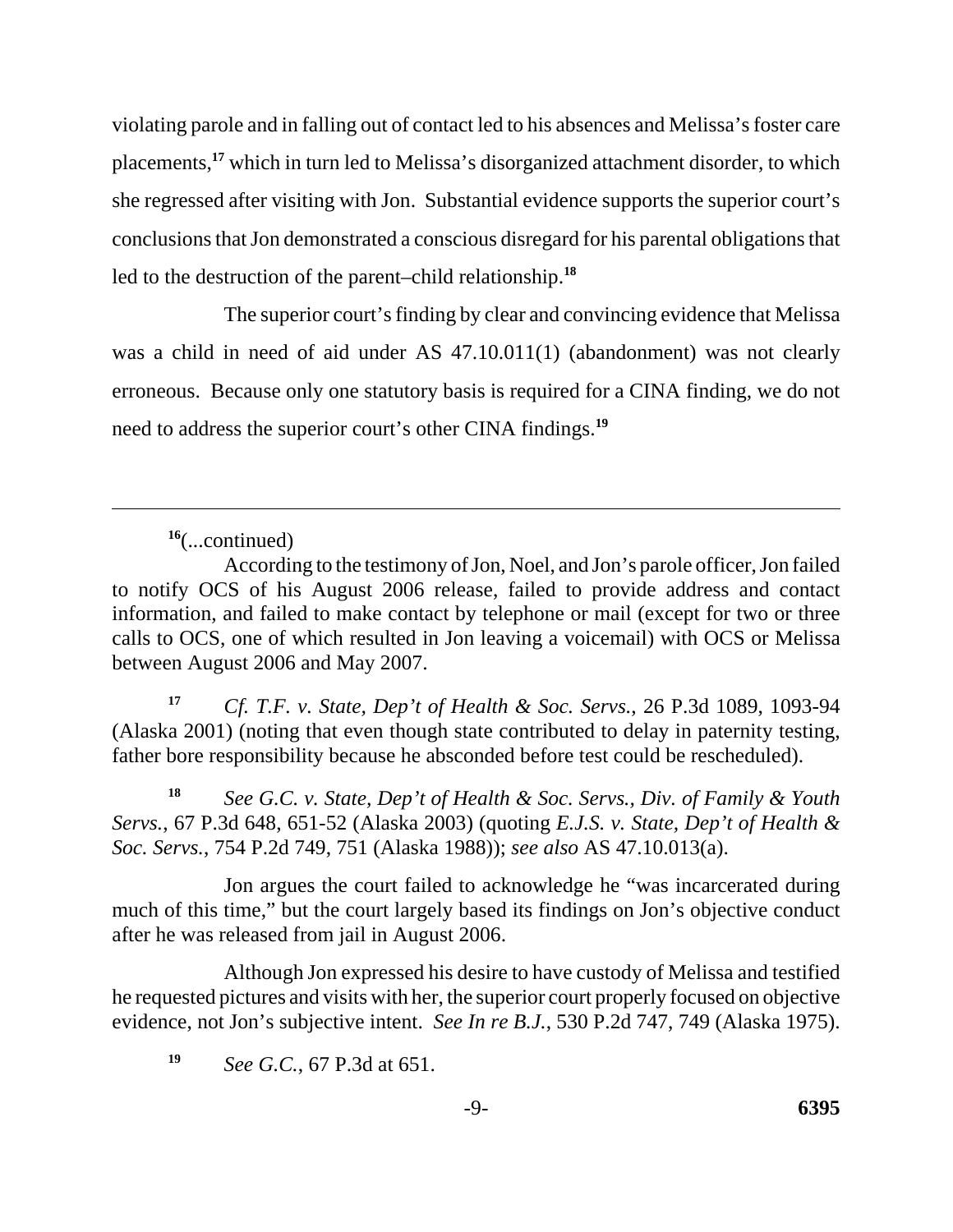violating parole and in falling out of contact led to his absences and Melissa's foster care placements,[17] which in turn led to Melissa's disorganized attachment disorder, to which she regressed after visiting with Jon. Substantial evidence supports the superior court's conclusions that Jon demonstrated a conscious disregard for his parental obligations that led to the destruction of the parent–child relationship.[18]

The superior court's finding by clear and convincing evidence that Melissa was a child in need of aid under AS 47.10.011(1) (abandonment) was not clearly erroneous. Because only one statutory basis is required for a CINA finding, we do not need to address the superior court's other CINA findings.[19]

---

[16](...continued)

According to the testimony of Jon, Noel, and Jon's parole officer, Jon failed to notify OCS of his August 2006 release, failed to provide address and contact information, and failed to make contact by telephone or mail (except for two or three calls to OCS, one of which resulted in Jon leaving a voicemail) with OCS or Melissa between August 2006 and May 2007.

[17] *Cf. T.F. v. State, Dep't of Health & Soc. Servs.*, 26 P.3d 1089, 1093-94 (Alaska 2001) (noting that even though state contributed to delay in paternity testing, father bore responsibility because he absconded before test could be rescheduled).

[18] *See G.C. v. State, Dep't of Health & Soc. Servs., Div. of Family & Youth Servs.*, 67 P.3d 648, 651-52 (Alaska 2003) (quoting *E.J.S. v. State, Dep't of Health & Soc. Servs.*, 754 P.2d 749, 751 (Alaska 1988)); *see also* AS 47.10.013(a).

Jon argues the court failed to acknowledge he "was incarcerated during much of this time," but the court largely based its findings on Jon's objective conduct after he was released from jail in August 2006.

Although Jon expressed his desire to have custody of Melissa and testified he requested pictures and visits with her, the superior court properly focused on objective evidence, not Jon's subjective intent. *See In re B.J.*, 530 P.2d 747, 749 (Alaska 1975).

[19] *See G.C.*, 67 P.3d at 651.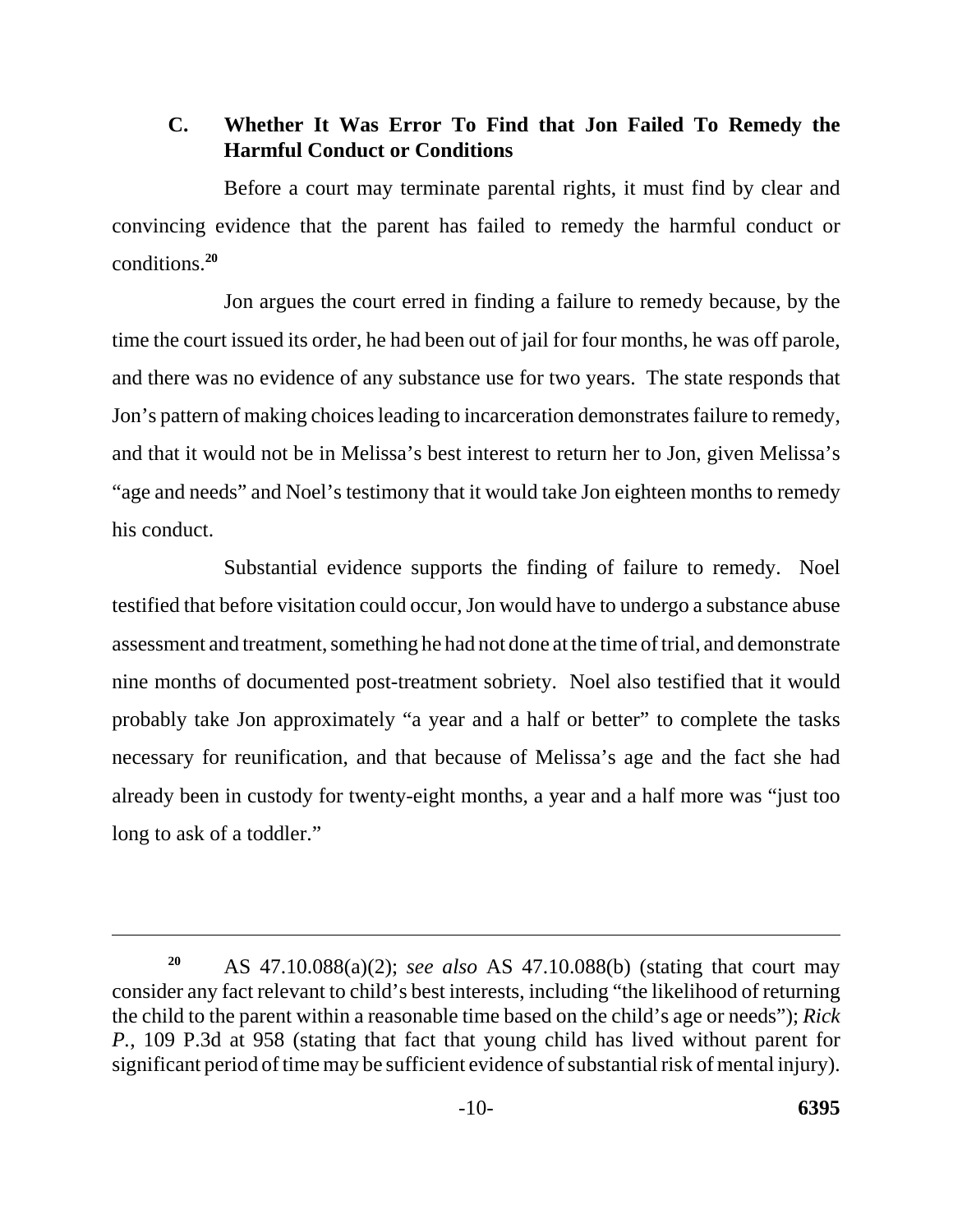### C. Whether It Was Error To Find that Jon Failed To Remedy the Harmful Conduct or Conditions

Before a court may terminate parental rights, it must find by clear and convincing evidence that the parent has failed to remedy the harmful conduct or conditions.[20]

Jon argues the court erred in finding a failure to remedy because, by the time the court issued its order, he had been out of jail for four months, he was off parole, and there was no evidence of any substance use for two years. The state responds that Jon's pattern of making choices leading to incarceration demonstrates failure to remedy, and that it would not be in Melissa's best interest to return her to Jon, given Melissa's "age and needs" and Noel's testimony that it would take Jon eighteen months to remedy his conduct.

Substantial evidence supports the finding of failure to remedy. Noel testified that before visitation could occur, Jon would have to undergo a substance abuse assessment and treatment, something he had not done at the time of trial, and demonstrate nine months of documented post-treatment sobriety. Noel also testified that it would probably take Jon approximately "a year and a half or better" to complete the tasks necessary for reunification, and that because of Melissa's age and the fact she had already been in custody for twenty-eight months, a year and a half more was "just too long to ask of a toddler."

---

[20] AS 47.10.088(a)(2); *see also* AS 47.10.088(b) (stating that court may consider any fact relevant to child's best interests, including "the likelihood of returning the child to the parent within a reasonable time based on the child's age or needs"); *Rick P.*, 109 P.3d at 958 (stating that fact that young child has lived without parent for significant period of time may be sufficient evidence of substantial risk of mental injury).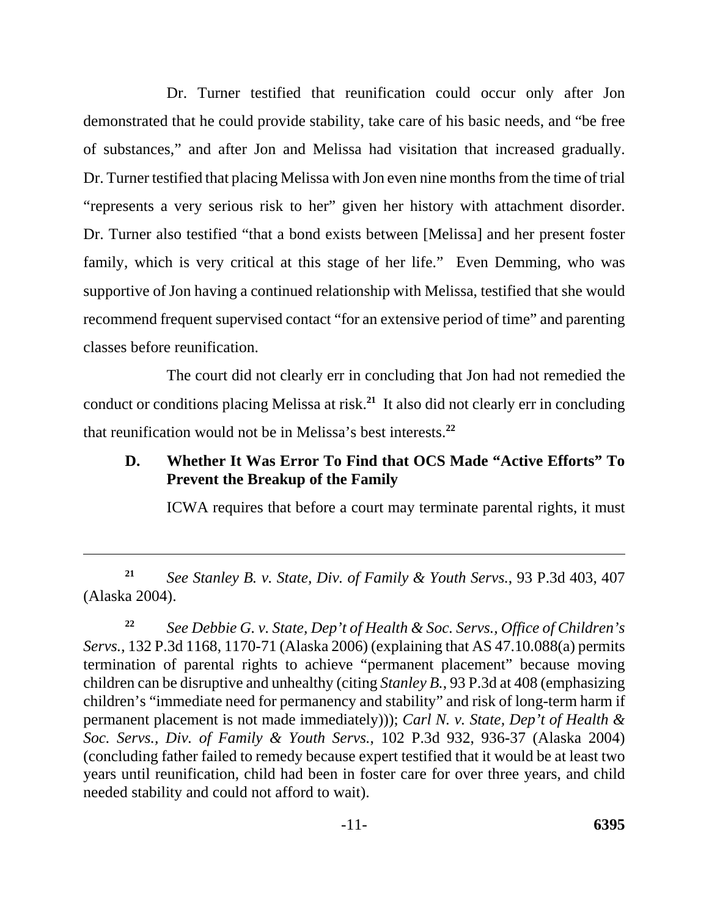Dr. Turner testified that reunification could occur only after Jon demonstrated that he could provide stability, take care of his basic needs, and "be free of substances," and after Jon and Melissa had visitation that increased gradually. Dr. Turner testified that placing Melissa with Jon even nine months from the time of trial "represents a very serious risk to her" given her history with attachment disorder. Dr. Turner also testified "that a bond exists between [Melissa] and her present foster family, which is very critical at this stage of her life." Even Demming, who was supportive of Jon having a continued relationship with Melissa, testified that she would recommend frequent supervised contact "for an extensive period of time" and parenting classes before reunification.

The court did not clearly err in concluding that Jon had not remedied the conduct or conditions placing Melissa at risk.[21] It also did not clearly err in concluding that reunification would not be in Melissa's best interests.[22]

### D. Whether It Was Error To Find that OCS Made "Active Efforts" To Prevent the Breakup of the Family

ICWA requires that before a court may terminate parental rights, it must

---

[21] *See Stanley B. v. State, Div. of Family & Youth Servs.*, 93 P.3d 403, 407 (Alaska 2004).

[22] *See Debbie G. v. State, Dep't of Health & Soc. Servs., Office of Children's Servs.*, 132 P.3d 1168, 1170-71 (Alaska 2006) (explaining that AS 47.10.088(a) permits termination of parental rights to achieve "permanent placement" because moving children can be disruptive and unhealthy (citing *Stanley B.*, 93 P.3d at 408 (emphasizing children's "immediate need for permanency and stability" and risk of long-term harm if permanent placement is not made immediately))); *Carl N. v. State, Dep't of Health & Soc. Servs., Div. of Family & Youth Servs.*, 102 P.3d 932, 936-37 (Alaska 2004) (concluding father failed to remedy because expert testified that it would be at least two years until reunification, child had been in foster care for over three years, and child needed stability and could not afford to wait).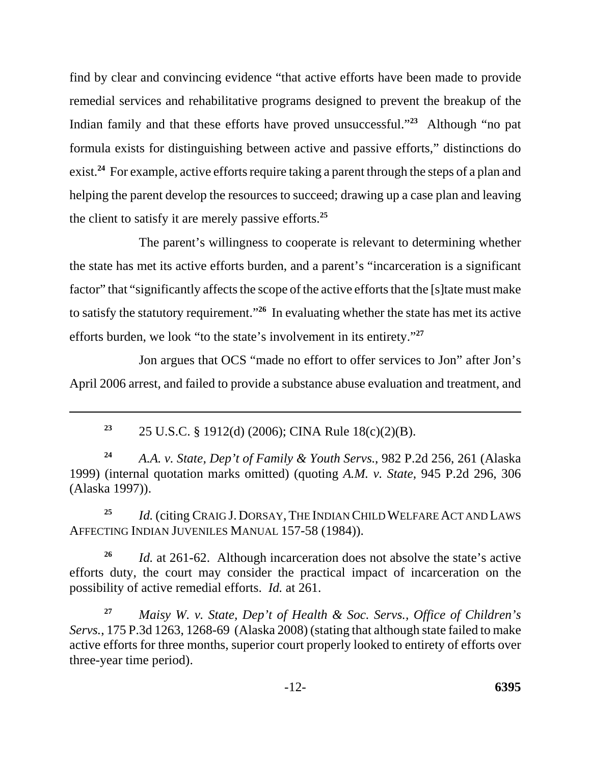find by clear and convincing evidence "that active efforts have been made to provide remedial services and rehabilitative programs designed to prevent the breakup of the Indian family and that these efforts have proved unsuccessful."[23] Although "no pat formula exists for distinguishing between active and passive efforts," distinctions do exist.[24] For example, active efforts require taking a parent through the steps of a plan and helping the parent develop the resources to succeed; drawing up a case plan and leaving the client to satisfy it are merely passive efforts.[25]

The parent's willingness to cooperate is relevant to determining whether the state has met its active efforts burden, and a parent's "incarceration is a significant factor" that "significantly affects the scope of the active efforts that the [s]tate must make to satisfy the statutory requirement."[26] In evaluating whether the state has met its active efforts burden, we look "to the state's involvement in its entirety."[27]

Jon argues that OCS "made no effort to offer services to Jon" after Jon's April 2006 arrest, and failed to provide a substance abuse evaluation and treatment, and

---

[23] 25 U.S.C. § 1912(d) (2006); CINA Rule 18(c)(2)(B).

[24] *A.A. v. State, Dep't of Family & Youth Servs.*, 982 P.2d 256, 261 (Alaska 1999) (internal quotation marks omitted) (quoting *A.M. v. State*, 945 P.2d 296, 306 (Alaska 1997)).

[25] *Id.* (citing CRAIG J. DORSAY, THE INDIAN CHILD WELFARE ACT AND LAWS AFFECTING INDIAN JUVENILES MANUAL 157-58 (1984)).

[26] *Id.* at 261-62. Although incarceration does not absolve the state's active efforts duty, the court may consider the practical impact of incarceration on the possibility of active remedial efforts. *Id.* at 261.

[27] *Maisy W. v. State, Dep't of Health & Soc. Servs., Office of Children's Servs.*, 175 P.3d 1263, 1268-69 (Alaska 2008) (stating that although state failed to make active efforts for three months, superior court properly looked to entirety of efforts over three-year time period).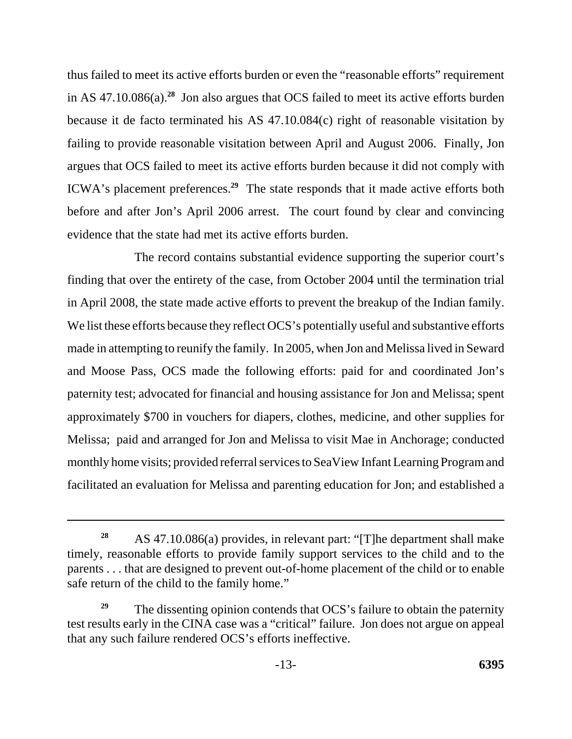thus failed to meet its active efforts burden or even the "reasonable efforts" requirement in AS 47.10.086(a).[28] Jon also argues that OCS failed to meet its active efforts burden because it de facto terminated his AS 47.10.084(c) right of reasonable visitation by failing to provide reasonable visitation between April and August 2006. Finally, Jon argues that OCS failed to meet its active efforts burden because it did not comply with ICWA's placement preferences.[29] The state responds that it made active efforts both before and after Jon's April 2006 arrest. The court found by clear and convincing evidence that the state had met its active efforts burden.

The record contains substantial evidence supporting the superior court's finding that over the entirety of the case, from October 2004 until the termination trial in April 2008, the state made active efforts to prevent the breakup of the Indian family. We list these efforts because they reflect OCS's potentially useful and substantive efforts made in attempting to reunify the family. In 2005, when Jon and Melissa lived in Seward and Moose Pass, OCS made the following efforts: paid for and coordinated Jon's paternity test; advocated for financial and housing assistance for Jon and Melissa; spent approximately $700 in vouchers for diapers, clothes, medicine, and other supplies for Melissa; paid and arranged for Jon and Melissa to visit Mae in Anchorage; conducted monthly home visits; provided referral services to SeaView Infant Learning Program and facilitated an evaluation for Melissa and parenting education for Jon; and established a

---

[28] AS 47.10.086(a) provides, in relevant part: "[T]he department shall make timely, reasonable efforts to provide family support services to the child and to the parents . . . that are designed to prevent out-of-home placement of the child or to enable safe return of the child to the family home."

[29] The dissenting opinion contends that OCS's failure to obtain the paternity test results early in the CINA case was a "critical" failure. Jon does not argue on appeal that any such failure rendered OCS's efforts ineffective.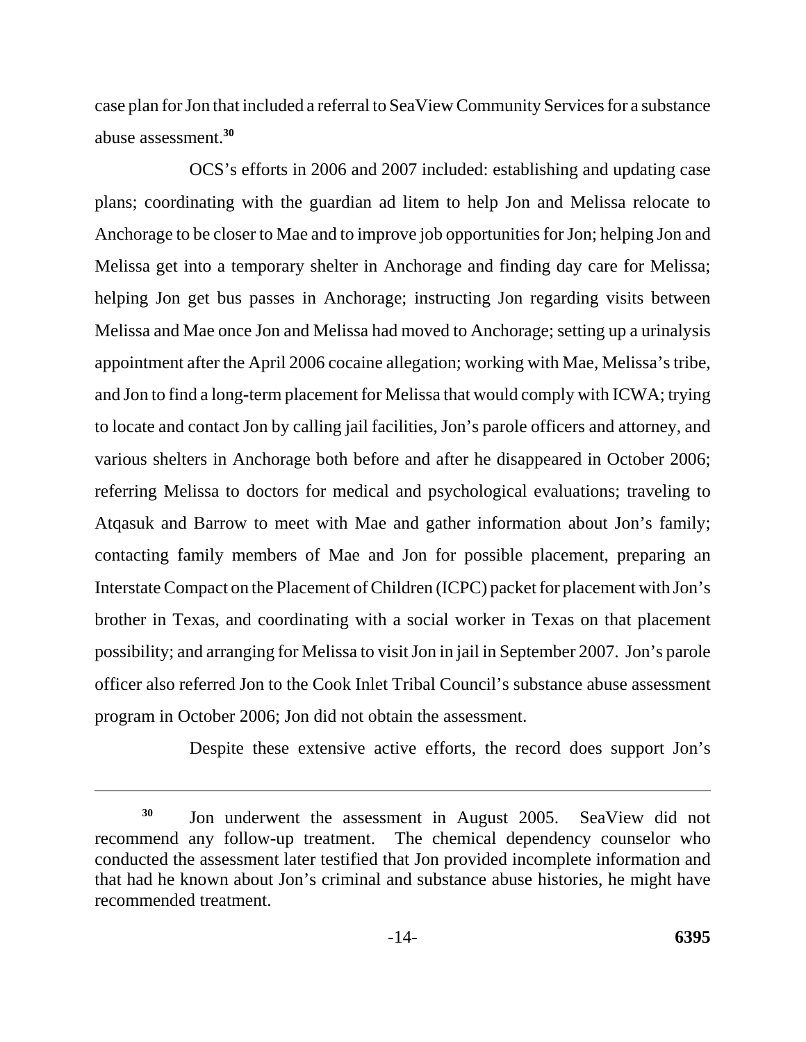case plan for Jon that included a referral to SeaView Community Services for a substance abuse assessment.[30]

OCS's efforts in 2006 and 2007 included: establishing and updating case plans; coordinating with the guardian ad litem to help Jon and Melissa relocate to Anchorage to be closer to Mae and to improve job opportunities for Jon; helping Jon and Melissa get into a temporary shelter in Anchorage and finding day care for Melissa; helping Jon get bus passes in Anchorage; instructing Jon regarding visits between Melissa and Mae once Jon and Melissa had moved to Anchorage; setting up a urinalysis appointment after the April 2006 cocaine allegation; working with Mae, Melissa's tribe, and Jon to find a long-term placement for Melissa that would comply with ICWA; trying to locate and contact Jon by calling jail facilities, Jon's parole officers and attorney, and various shelters in Anchorage both before and after he disappeared in October 2006; referring Melissa to doctors for medical and psychological evaluations; traveling to Atqasuk and Barrow to meet with Mae and gather information about Jon's family; contacting family members of Mae and Jon for possible placement, preparing an Interstate Compact on the Placement of Children (ICPC) packet for placement with Jon's brother in Texas, and coordinating with a social worker in Texas on that placement possibility; and arranging for Melissa to visit Jon in jail in September 2007. Jon's parole officer also referred Jon to the Cook Inlet Tribal Council's substance abuse assessment program in October 2006; Jon did not obtain the assessment.

Despite these extensive active efforts, the record does support Jon's

---

[30] Jon underwent the assessment in August 2005. SeaView did not recommend any follow-up treatment. The chemical dependency counselor who conducted the assessment later testified that Jon provided incomplete information and that had he known about Jon's criminal and substance abuse histories, he might have recommended treatment.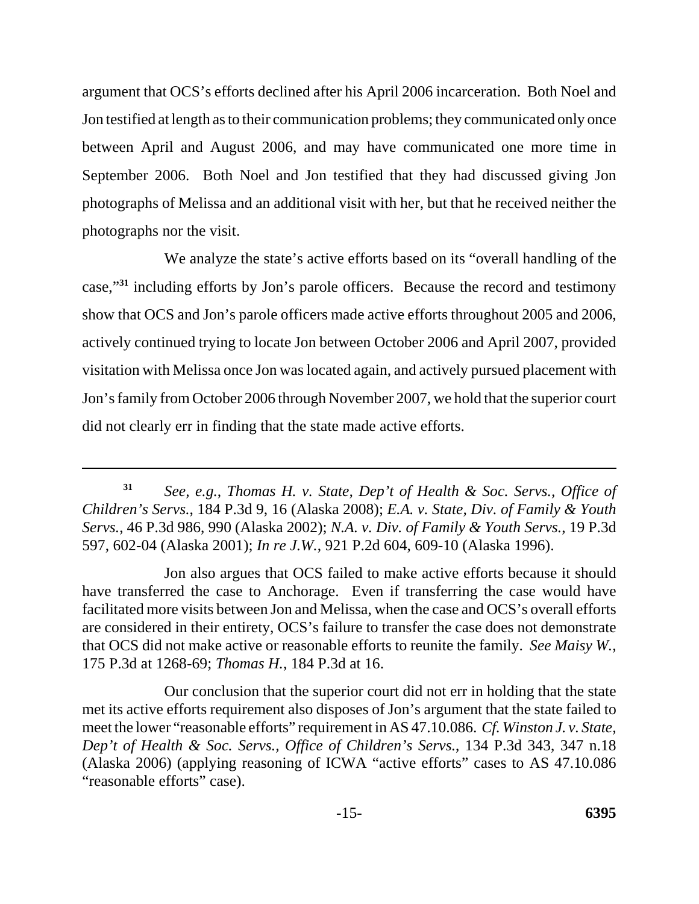argument that OCS's efforts declined after his April 2006 incarceration. Both Noel and Jon testified at length as to their communication problems; they communicated only once between April and August 2006, and may have communicated one more time in September 2006. Both Noel and Jon testified that they had discussed giving Jon photographs of Melissa and an additional visit with her, but that he received neither the photographs nor the visit.

We analyze the state's active efforts based on its "overall handling of the case,"[31] including efforts by Jon's parole officers. Because the record and testimony show that OCS and Jon's parole officers made active efforts throughout 2005 and 2006, actively continued trying to locate Jon between October 2006 and April 2007, provided visitation with Melissa once Jon was located again, and actively pursued placement with Jon's family from October 2006 through November 2007, we hold that the superior court did not clearly err in finding that the state made active efforts.

---

[31] *See, e.g.*, *Thomas H. v. State, Dep't of Health & Soc. Servs., Office of Children's Servs.*, 184 P.3d 9, 16 (Alaska 2008); *E.A. v. State, Div. of Family & Youth Servs.*, 46 P.3d 986, 990 (Alaska 2002); *N.A. v. Div. of Family & Youth Servs.*, 19 P.3d 597, 602-04 (Alaska 2001); *In re J.W.*, 921 P.2d 604, 609-10 (Alaska 1996).

Jon also argues that OCS failed to make active efforts because it should have transferred the case to Anchorage. Even if transferring the case would have facilitated more visits between Jon and Melissa, when the case and OCS's overall efforts are considered in their entirety, OCS's failure to transfer the case does not demonstrate that OCS did not make active or reasonable efforts to reunite the family. *See Maisy W.*, 175 P.3d at 1268-69; *Thomas H.*, 184 P.3d at 16.

Our conclusion that the superior court did not err in holding that the state met its active efforts requirement also disposes of Jon's argument that the state failed to meet the lower "reasonable efforts" requirement in AS 47.10.086. *Cf. Winston J. v. State, Dep't of Health & Soc. Servs., Office of Children's Servs.*, 134 P.3d 343, 347 n.18 (Alaska 2006) (applying reasoning of ICWA "active efforts" cases to AS 47.10.086 "reasonable efforts" case).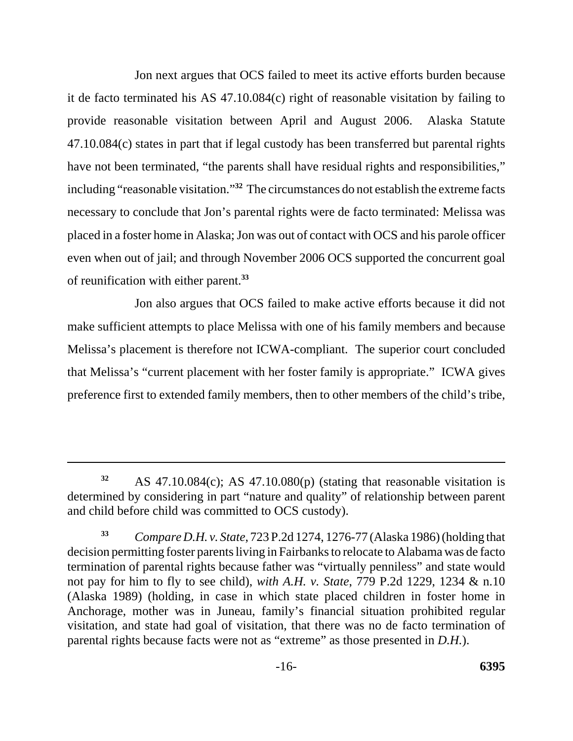Jon next argues that OCS failed to meet its active efforts burden because it de facto terminated his AS 47.10.084(c) right of reasonable visitation by failing to provide reasonable visitation between April and August 2006. Alaska Statute 47.10.084(c) states in part that if legal custody has been transferred but parental rights have not been terminated, "the parents shall have residual rights and responsibilities," including "reasonable visitation."[32] The circumstances do not establish the extreme facts necessary to conclude that Jon's parental rights were de facto terminated: Melissa was placed in a foster home in Alaska; Jon was out of contact with OCS and his parole officer even when out of jail; and through November 2006 OCS supported the concurrent goal of reunification with either parent.[33]

Jon also argues that OCS failed to make active efforts because it did not make sufficient attempts to place Melissa with one of his family members and because Melissa's placement is therefore not ICWA-compliant. The superior court concluded that Melissa's "current placement with her foster family is appropriate." ICWA gives preference first to extended family members, then to other members of the child's tribe,

---

[32] AS 47.10.084(c); AS 47.10.080(p) (stating that reasonable visitation is determined by considering in part "nature and quality" of relationship between parent and child before child was committed to OCS custody).

[33] *Compare D.H. v. State*, 723 P.2d 1274, 1276-77 (Alaska 1986) (holding that decision permitting foster parents living in Fairbanks to relocate to Alabama was de facto termination of parental rights because father was "virtually penniless" and state would not pay for him to fly to see child), *with A.H. v. State*, 779 P.2d 1229, 1234 & n.10 (Alaska 1989) (holding, in case in which state placed children in foster home in Anchorage, mother was in Juneau, family's financial situation prohibited regular visitation, and state had goal of visitation, that there was no de facto termination of parental rights because facts were not as "extreme" as those presented in *D.H.*).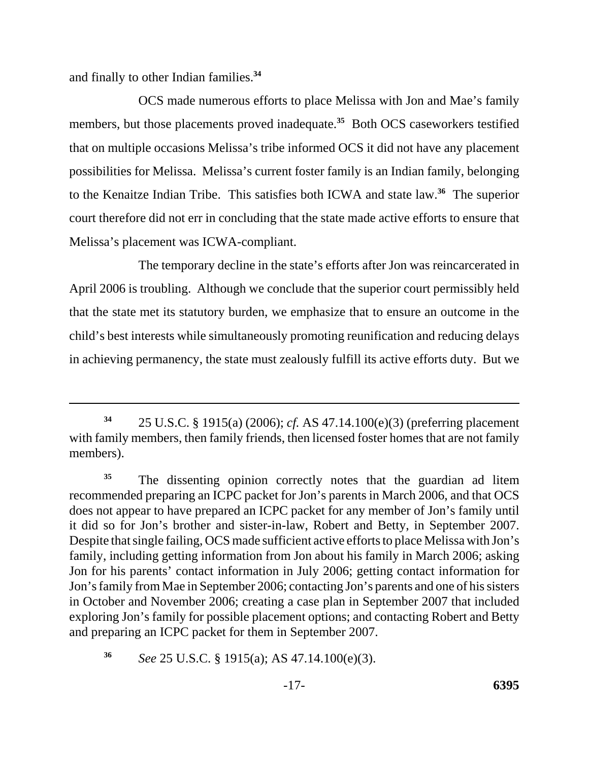and finally to other Indian families.[34]

OCS made numerous efforts to place Melissa with Jon and Mae's family members, but those placements proved inadequate.[35] Both OCS caseworkers testified that on multiple occasions Melissa's tribe informed OCS it did not have any placement possibilities for Melissa. Melissa's current foster family is an Indian family, belonging to the Kenaitze Indian Tribe. This satisfies both ICWA and state law.[36] The superior court therefore did not err in concluding that the state made active efforts to ensure that Melissa's placement was ICWA-compliant.

The temporary decline in the state's efforts after Jon was reincarcerated in April 2006 is troubling. Although we conclude that the superior court permissibly held that the state met its statutory burden, we emphasize that to ensure an outcome in the child's best interests while simultaneously promoting reunification and reducing delays in achieving permanency, the state must zealously fulfill its active efforts duty. But we

---

[34] 25 U.S.C. § 1915(a) (2006); *cf.* AS 47.14.100(e)(3) (preferring placement with family members, then family friends, then licensed foster homes that are not family members).

[35] The dissenting opinion correctly notes that the guardian ad litem recommended preparing an ICPC packet for Jon's parents in March 2006, and that OCS does not appear to have prepared an ICPC packet for any member of Jon's family until it did so for Jon's brother and sister-in-law, Robert and Betty, in September 2007. Despite that single failing, OCS made sufficient active efforts to place Melissa with Jon's family, including getting information from Jon about his family in March 2006; asking Jon for his parents' contact information in July 2006; getting contact information for Jon's family from Mae in September 2006; contacting Jon's parents and one of his sisters in October and November 2006; creating a case plan in September 2007 that included exploring Jon's family for possible placement options; and contacting Robert and Betty and preparing an ICPC packet for them in September 2007.

[36] *See* 25 U.S.C. § 1915(a); AS 47.14.100(e)(3).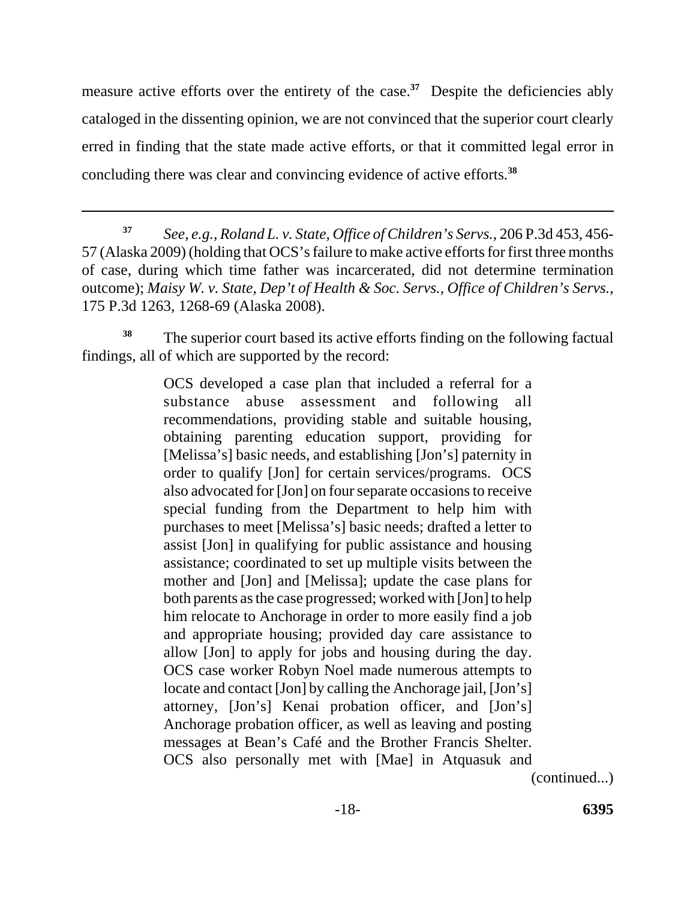measure active efforts over the entirety of the case.[37] Despite the deficiencies ably cataloged in the dissenting opinion, we are not convinced that the superior court clearly erred in finding that the state made active efforts, or that it committed legal error in concluding there was clear and convincing evidence of active efforts.[38]

---

[37] *See, e.g.*, *Roland L. v. State, Office of Children's Servs.*, 206 P.3d 453, 456-57 (Alaska 2009) (holding that OCS's failure to make active efforts for first three months of case, during which time father was incarcerated, did not determine termination outcome); *Maisy W. v. State, Dep't of Health & Soc. Servs., Office of Children's Servs.*, 175 P.3d 1263, 1268-69 (Alaska 2008).

[38] The superior court based its active efforts finding on the following factual findings, all of which are supported by the record:

> OCS developed a case plan that included a referral for a substance abuse assessment and following all recommendations, providing stable and suitable housing, obtaining parenting education support, providing for [Melissa's] basic needs, and establishing [Jon's] paternity in order to qualify [Jon] for certain services/programs. OCS also advocated for [Jon] on four separate occasions to receive special funding from the Department to help him with purchases to meet [Melissa's] basic needs; drafted a letter to assist [Jon] in qualifying for public assistance and housing assistance; coordinated to set up multiple visits between the mother and [Jon] and [Melissa]; update the case plans for both parents as the case progressed; worked with [Jon] to help him relocate to Anchorage in order to more easily find a job and appropriate housing; provided day care assistance to allow [Jon] to apply for jobs and housing during the day. OCS case worker Robyn Noel made numerous attempts to locate and contact [Jon] by calling the Anchorage jail, [Jon's] attorney, [Jon's] Kenai probation officer, and [Jon's] Anchorage probation officer, as well as leaving and posting messages at Bean's Café and the Brother Francis Shelter. OCS also personally met with [Mae] in Atquasuk and

(continued...)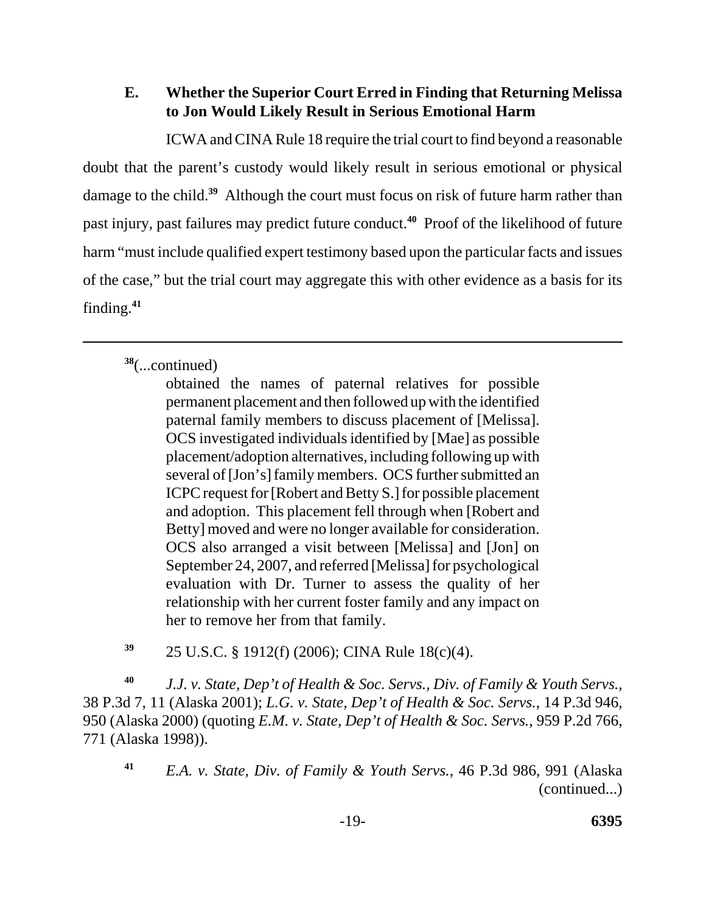### E. Whether the Superior Court Erred in Finding that Returning Melissa to Jon Would Likely Result in Serious Emotional Harm

ICWA and CINA Rule 18 require the trial court to find beyond a reasonable doubt that the parent's custody would likely result in serious emotional or physical damage to the child.[39] Although the court must focus on risk of future harm rather than past injury, past failures may predict future conduct.[40] Proof of the likelihood of future harm "must include qualified expert testimony based upon the particular facts and issues of the case," but the trial court may aggregate this with other evidence as a basis for its finding.[41]

---

[38](...continued)

> obtained the names of paternal relatives for possible permanent placement and then followed up with the identified paternal family members to discuss placement of [Melissa]. OCS investigated individuals identified by [Mae] as possible placement/adoption alternatives, including following up with several of [Jon's] family members. OCS further submitted an ICPC request for [Robert and Betty S.] for possible placement and adoption. This placement fell through when [Robert and Betty] moved and were no longer available for consideration. OCS also arranged a visit between [Melissa] and [Jon] on September 24, 2007, and referred [Melissa] for psychological evaluation with Dr. Turner to assess the quality of her relationship with her current foster family and any impact on her to remove her from that family.

[39] 25 U.S.C. § 1912(f) (2006); CINA Rule 18(c)(4).

[40] *J.J. v. State, Dep't of Health & Soc. Servs., Div. of Family & Youth Servs.*, 38 P.3d 7, 11 (Alaska 2001); *L.G. v. State, Dep't of Health & Soc. Servs.*, 14 P.3d 946, 950 (Alaska 2000) (quoting *E.M. v. State, Dep't of Health & Soc. Servs.*, 959 P.2d 766, 771 (Alaska 1998)).

[41] *E.A. v. State, Div. of Family & Youth Servs.*, 46 P.3d 986, 991 (Alaska (continued...)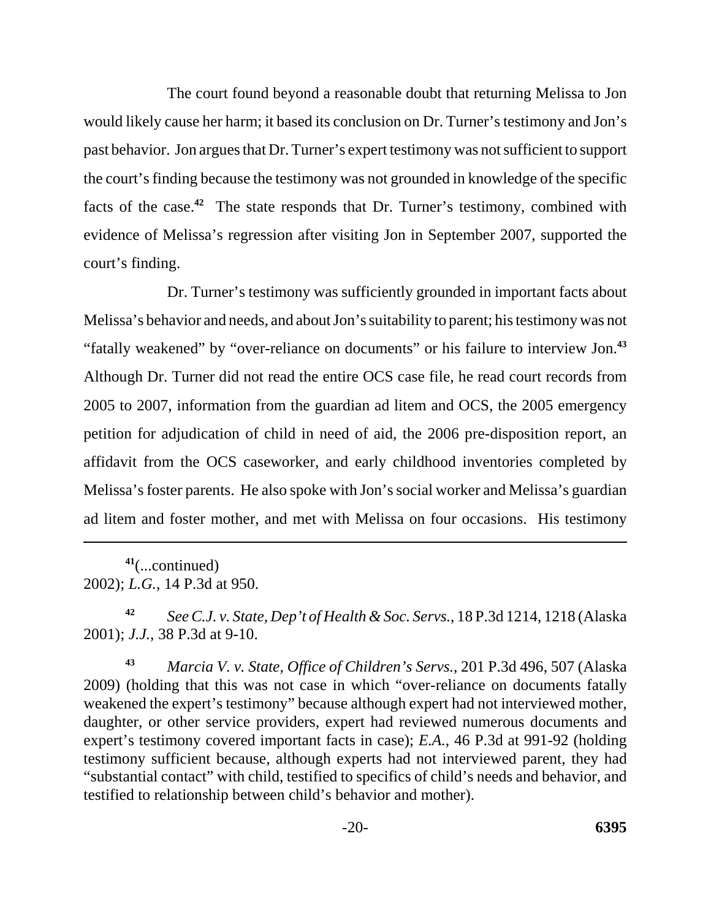The court found beyond a reasonable doubt that returning Melissa to Jon would likely cause her harm; it based its conclusion on Dr. Turner's testimony and Jon's past behavior. Jon argues that Dr. Turner's expert testimony was not sufficient to support the court's finding because the testimony was not grounded in knowledge of the specific facts of the case.[42] The state responds that Dr. Turner's testimony, combined with evidence of Melissa's regression after visiting Jon in September 2007, supported the court's finding.

Dr. Turner's testimony was sufficiently grounded in important facts about Melissa's behavior and needs, and about Jon's suitability to parent; his testimony was not "fatally weakened" by "over-reliance on documents" or his failure to interview Jon.[43] Although Dr. Turner did not read the entire OCS case file, he read court records from 2005 to 2007, information from the guardian ad litem and OCS, the 2005 emergency petition for adjudication of child in need of aid, the 2006 pre-disposition report, an affidavit from the OCS caseworker, and early childhood inventories completed by Melissa's foster parents. He also spoke with Jon's social worker and Melissa's guardian ad litem and foster mother, and met with Melissa on four occasions. His testimony

---

[41](...continued) 2002); *L.G.*, 14 P.3d at 950.

[42] *See C.J. v. State, Dep't of Health & Soc. Servs.*, 18 P.3d 1214, 1218 (Alaska 2001); *J.J.*, 38 P.3d at 9-10.

[43] *Marcia V. v. State, Office of Children's Servs.*, 201 P.3d 496, 507 (Alaska 2009) (holding that this was not case in which "over-reliance on documents fatally weakened the expert's testimony" because although expert had not interviewed mother, daughter, or other service providers, expert had reviewed numerous documents and expert's testimony covered important facts in case); *E.A.*, 46 P.3d at 991-92 (holding testimony sufficient because, although experts had not interviewed parent, they had "substantial contact" with child, testified to specifics of child's needs and behavior, and testified to relationship between child's behavior and mother).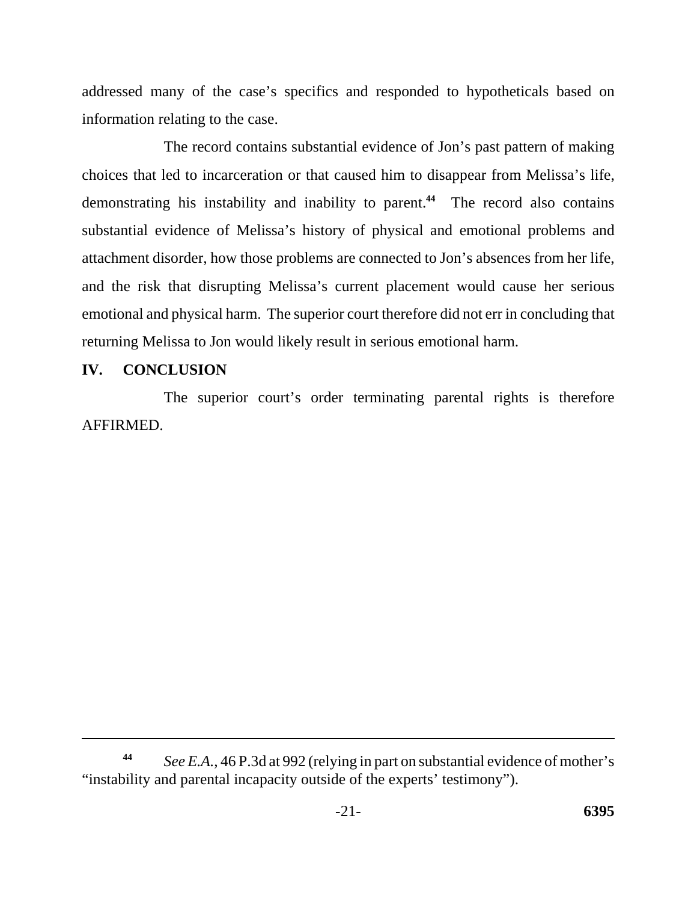addressed many of the case's specifics and responded to hypotheticals based on information relating to the case.

The record contains substantial evidence of Jon's past pattern of making choices that led to incarceration or that caused him to disappear from Melissa's life, demonstrating his instability and inability to parent.[44] The record also contains substantial evidence of Melissa's history of physical and emotional problems and attachment disorder, how those problems are connected to Jon's absences from her life, and the risk that disrupting Melissa's current placement would cause her serious emotional and physical harm. The superior court therefore did not err in concluding that returning Melissa to Jon would likely result in serious emotional harm.

## IV. CONCLUSION

The superior court's order terminating parental rights is therefore AFFIRMED.

---

[44] *See E.A.*, 46 P.3d at 992 (relying in part on substantial evidence of mother's "instability and parental incapacity outside of the experts' testimony").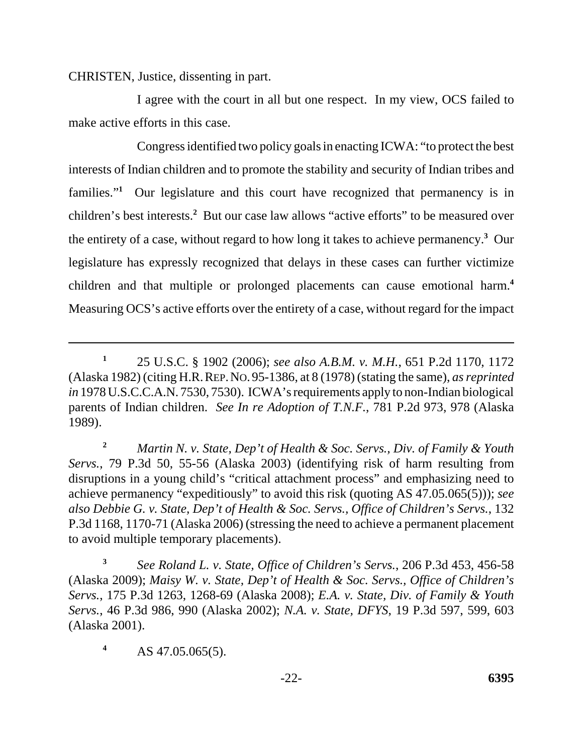CHRISTEN, Justice, dissenting in part.

I agree with the court in all but one respect. In my view, OCS failed to make active efforts in this case.

Congress identified two policy goals in enacting ICWA: "to protect the best interests of Indian children and to promote the stability and security of Indian tribes and families."[1] Our legislature and this court have recognized that permanency is in children's best interests.[2] But our case law allows "active efforts" to be measured over the entirety of a case, without regard to how long it takes to achieve permanency.[3] Our legislature has expressly recognized that delays in these cases can further victimize children and that multiple or prolonged placements can cause emotional harm.[4] Measuring OCS's active efforts over the entirety of a case, without regard for the impact

---

[1] 25 U.S.C. § 1902 (2006); *see also A.B.M. v. M.H.*, 651 P.2d 1170, 1172 (Alaska 1982) (citing H.R. REP. NO. 95-1386, at 8 (1978) (stating the same), *as reprinted in* 1978 U.S.C.C.A.N. 7530, 7530). ICWA's requirements apply to non-Indian biological parents of Indian children. *See In re Adoption of T.N.F.*, 781 P.2d 973, 978 (Alaska 1989).

[2] *Martin N. v. State, Dep't of Health & Soc. Servs., Div. of Family & Youth Servs.*, 79 P.3d 50, 55-56 (Alaska 2003) (identifying risk of harm resulting from disruptions in a young child's "critical attachment process" and emphasizing need to achieve permanency "expeditiously" to avoid this risk (quoting AS 47.05.065(5))); *see also Debbie G. v. State, Dep't of Health & Soc. Servs., Office of Children's Servs.*, 132 P.3d 1168, 1170-71 (Alaska 2006) (stressing the need to achieve a permanent placement to avoid multiple temporary placements).

[3] *See Roland L. v. State, Office of Children's Servs.*, 206 P.3d 453, 456-58 (Alaska 2009); *Maisy W. v. State, Dep't of Health & Soc. Servs., Office of Children's Servs.*, 175 P.3d 1263, 1268-69 (Alaska 2008); *E.A. v. State, Div. of Family & Youth Servs.*, 46 P.3d 986, 990 (Alaska 2002); *N.A. v. State, DFYS*, 19 P.3d 597, 599, 603 (Alaska 2001).

[4] AS 47.05.065(5).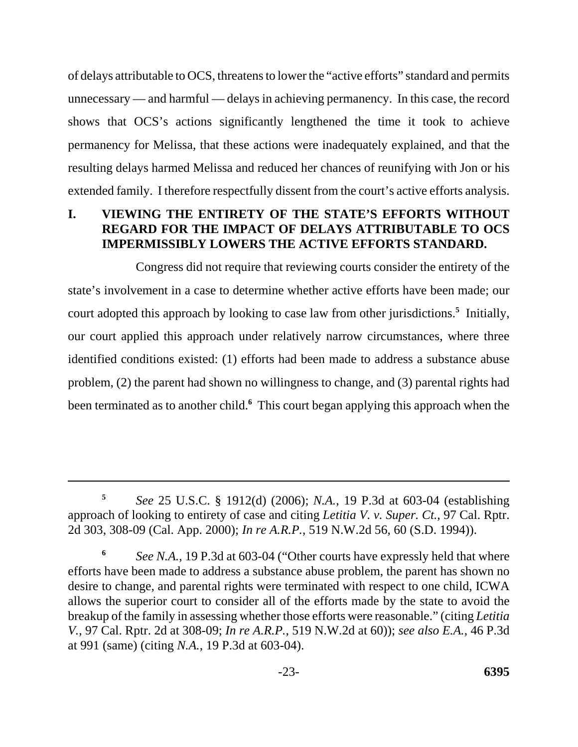of delays attributable to OCS, threatens to lower the "active efforts" standard and permits unnecessary — and harmful — delays in achieving permanency. In this case, the record shows that OCS's actions significantly lengthened the time it took to achieve permanency for Melissa, that these actions were inadequately explained, and that the resulting delays harmed Melissa and reduced her chances of reunifying with Jon or his extended family. I therefore respectfully dissent from the court's active efforts analysis.

## I. VIEWING THE ENTIRETY OF THE STATE'S EFFORTS WITHOUT REGARD FOR THE IMPACT OF DELAYS ATTRIBUTABLE TO OCS IMPERMISSIBLY LOWERS THE ACTIVE EFFORTS STANDARD.

Congress did not require that reviewing courts consider the entirety of the state's involvement in a case to determine whether active efforts have been made; our court adopted this approach by looking to case law from other jurisdictions.[5] Initially, our court applied this approach under relatively narrow circumstances, where three identified conditions existed: (1) efforts had been made to address a substance abuse problem, (2) the parent had shown no willingness to change, and (3) parental rights had been terminated as to another child.[6] This court began applying this approach when the

---

[5] *See* 25 U.S.C. § 1912(d) (2006); *N.A.*, 19 P.3d at 603-04 (establishing approach of looking to entirety of case and citing *Letitia V. v. Super. Ct.*, 97 Cal. Rptr. 2d 303, 308-09 (Cal. App. 2000); *In re A.R.P.*, 519 N.W.2d 56, 60 (S.D. 1994)).

[6] *See N.A.*, 19 P.3d at 603-04 ("Other courts have expressly held that where efforts have been made to address a substance abuse problem, the parent has shown no desire to change, and parental rights were terminated with respect to one child, ICWA allows the superior court to consider all of the efforts made by the state to avoid the breakup of the family in assessing whether those efforts were reasonable." (citing *Letitia V.*, 97 Cal. Rptr. 2d at 308-09; *In re A.R.P.*, 519 N.W.2d at 60)); *see also E.A.*, 46 P.3d at 991 (same) (citing *N.A.*, 19 P.3d at 603-04).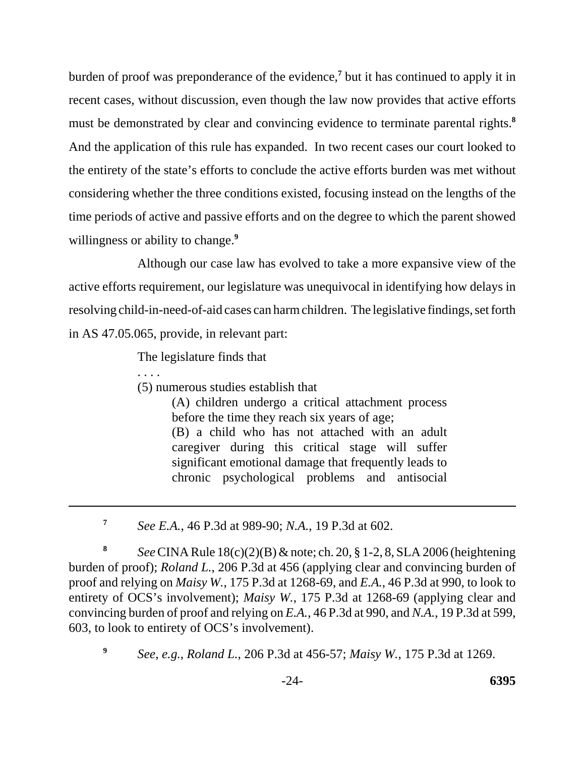burden of proof was preponderance of the evidence,[7] but it has continued to apply it in recent cases, without discussion, even though the law now provides that active efforts must be demonstrated by clear and convincing evidence to terminate parental rights.[8] And the application of this rule has expanded. In two recent cases our court looked to the entirety of the state's efforts to conclude the active efforts burden was met without considering whether the three conditions existed, focusing instead on the lengths of the time periods of active and passive efforts and on the degree to which the parent showed willingness or ability to change.[9]

Although our case law has evolved to take a more expansive view of the active efforts requirement, our legislature was unequivocal in identifying how delays in resolving child-in-need-of-aid cases can harm children. The legislative findings, set forth in AS 47.05.065, provide, in relevant part:

> The legislature finds that
>
> . . . .
>
> (5) numerous studies establish that
>
> > (A) children undergo a critical attachment process before the time they reach six years of age;
> >
> > (B) a child who has not attached with an adult caregiver during this critical stage will suffer significant emotional damage that frequently leads to chronic psychological problems and antisocial

---

[7] *See E.A.*, 46 P.3d at 989-90; *N.A.*, 19 P.3d at 602.

[8] *See* CINA Rule 18(c)(2)(B) & note; ch. 20, § 1-2, 8, SLA 2006 (heightening burden of proof); *Roland L.*, 206 P.3d at 456 (applying clear and convincing burden of proof and relying on *Maisy W.*, 175 P.3d at 1268-69, and *E.A.*, 46 P.3d at 990, to look to entirety of OCS's involvement); *Maisy W.*, 175 P.3d at 1268-69 (applying clear and convincing burden of proof and relying on *E.A.*, 46 P.3d at 990, and *N.A.*, 19 P.3d at 599, 603, to look to entirety of OCS's involvement).

[9] *See, e.g.*, *Roland L.*, 206 P.3d at 456-57; *Maisy W.*, 175 P.3d at 1269.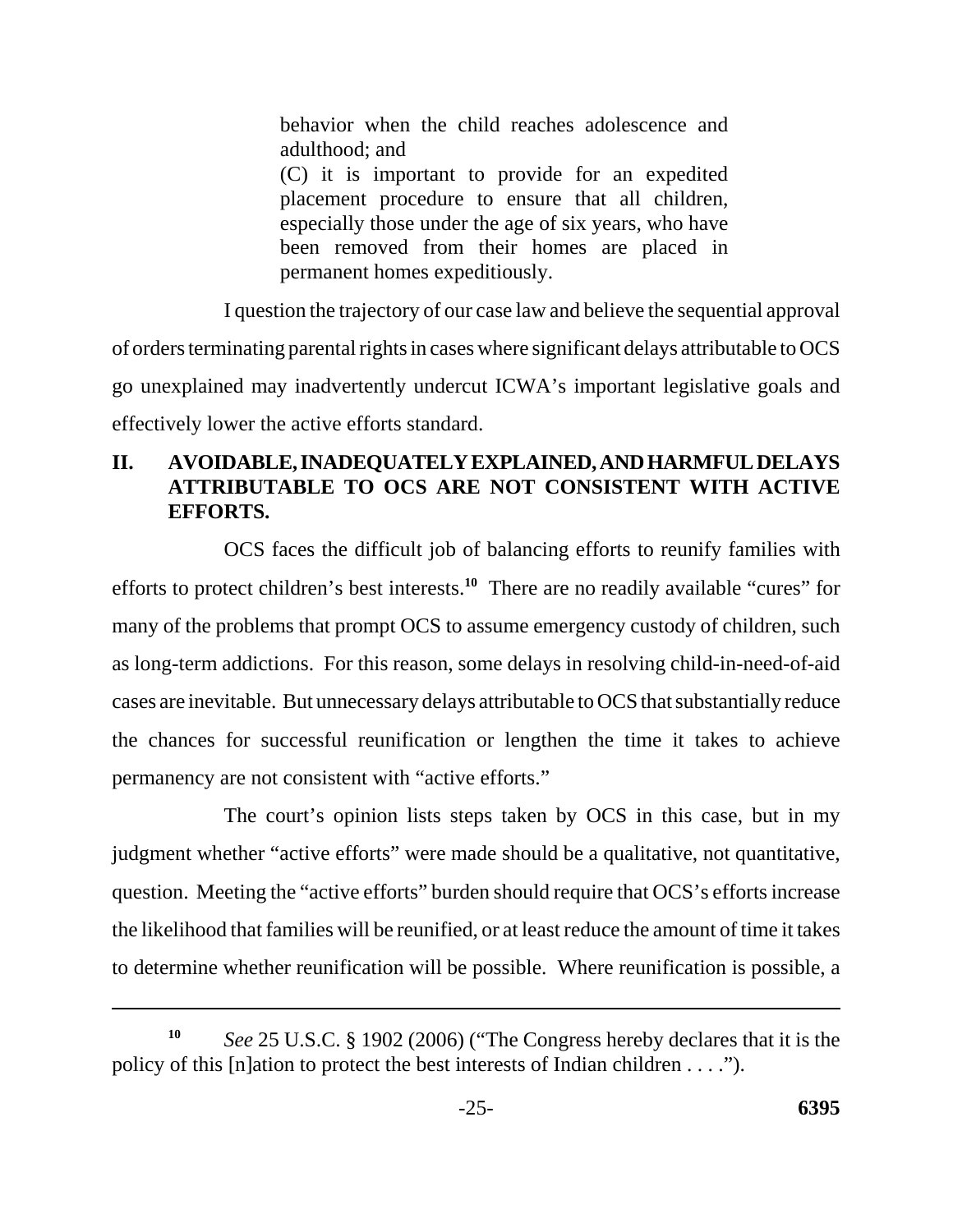> behavior when the child reaches adolescence and adulthood; and
>
> (C) it is important to provide for an expedited placement procedure to ensure that all children, especially those under the age of six years, who have been removed from their homes are placed in permanent homes expeditiously.

I question the trajectory of our case law and believe the sequential approval of orders terminating parental rights in cases where significant delays attributable to OCS go unexplained may inadvertently undercut ICWA's important legislative goals and effectively lower the active efforts standard.

## II. AVOIDABLE, INADEQUATELY EXPLAINED, AND HARMFUL DELAYS ATTRIBUTABLE TO OCS ARE NOT CONSISTENT WITH ACTIVE EFFORTS.

OCS faces the difficult job of balancing efforts to reunify families with efforts to protect children's best interests.[10] There are no readily available "cures" for many of the problems that prompt OCS to assume emergency custody of children, such as long-term addictions. For this reason, some delays in resolving child-in-need-of-aid cases are inevitable. But unnecessary delays attributable to OCS that substantially reduce the chances for successful reunification or lengthen the time it takes to achieve permanency are not consistent with "active efforts."

The court's opinion lists steps taken by OCS in this case, but in my judgment whether "active efforts" were made should be a qualitative, not quantitative, question. Meeting the "active efforts" burden should require that OCS's efforts increase the likelihood that families will be reunified, or at least reduce the amount of time it takes to determine whether reunification will be possible. Where reunification is possible, a

---

[10] *See* 25 U.S.C. § 1902 (2006) ("The Congress hereby declares that it is the policy of this [n]ation to protect the best interests of Indian children . . . .").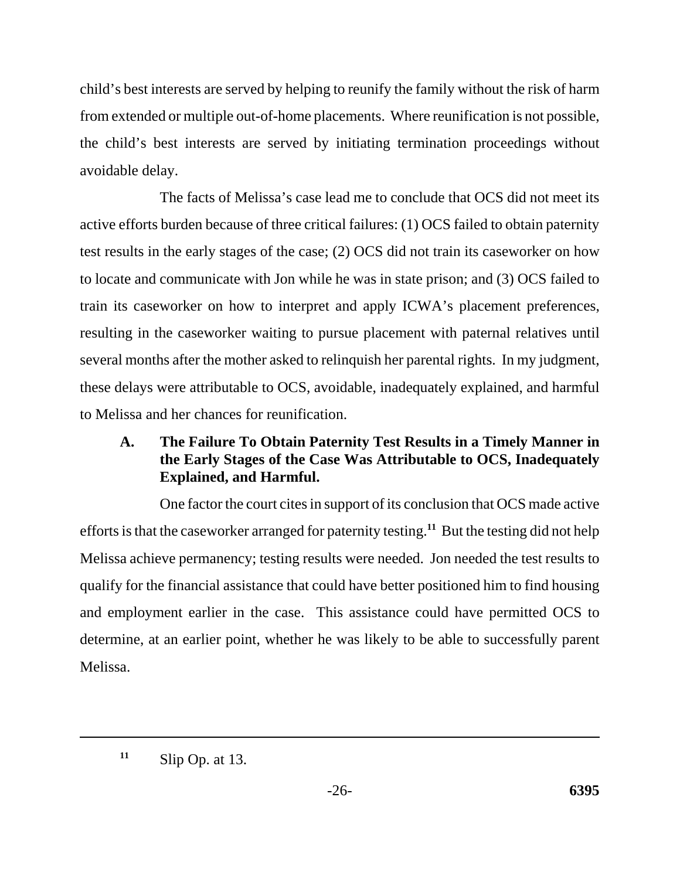child's best interests are served by helping to reunify the family without the risk of harm from extended or multiple out-of-home placements. Where reunification is not possible, the child's best interests are served by initiating termination proceedings without avoidable delay.

The facts of Melissa's case lead me to conclude that OCS did not meet its active efforts burden because of three critical failures: (1) OCS failed to obtain paternity test results in the early stages of the case; (2) OCS did not train its caseworker on how to locate and communicate with Jon while he was in state prison; and (3) OCS failed to train its caseworker on how to interpret and apply ICWA's placement preferences, resulting in the caseworker waiting to pursue placement with paternal relatives until several months after the mother asked to relinquish her parental rights. In my judgment, these delays were attributable to OCS, avoidable, inadequately explained, and harmful to Melissa and her chances for reunification.

### A. The Failure To Obtain Paternity Test Results in a Timely Manner in the Early Stages of the Case Was Attributable to OCS, Inadequately Explained, and Harmful.

One factor the court cites in support of its conclusion that OCS made active efforts is that the caseworker arranged for paternity testing.[11] But the testing did not help Melissa achieve permanency; testing results were needed. Jon needed the test results to qualify for the financial assistance that could have better positioned him to find housing and employment earlier in the case. This assistance could have permitted OCS to determine, at an earlier point, whether he was likely to be able to successfully parent Melissa.

---

[11] Slip Op. at 13.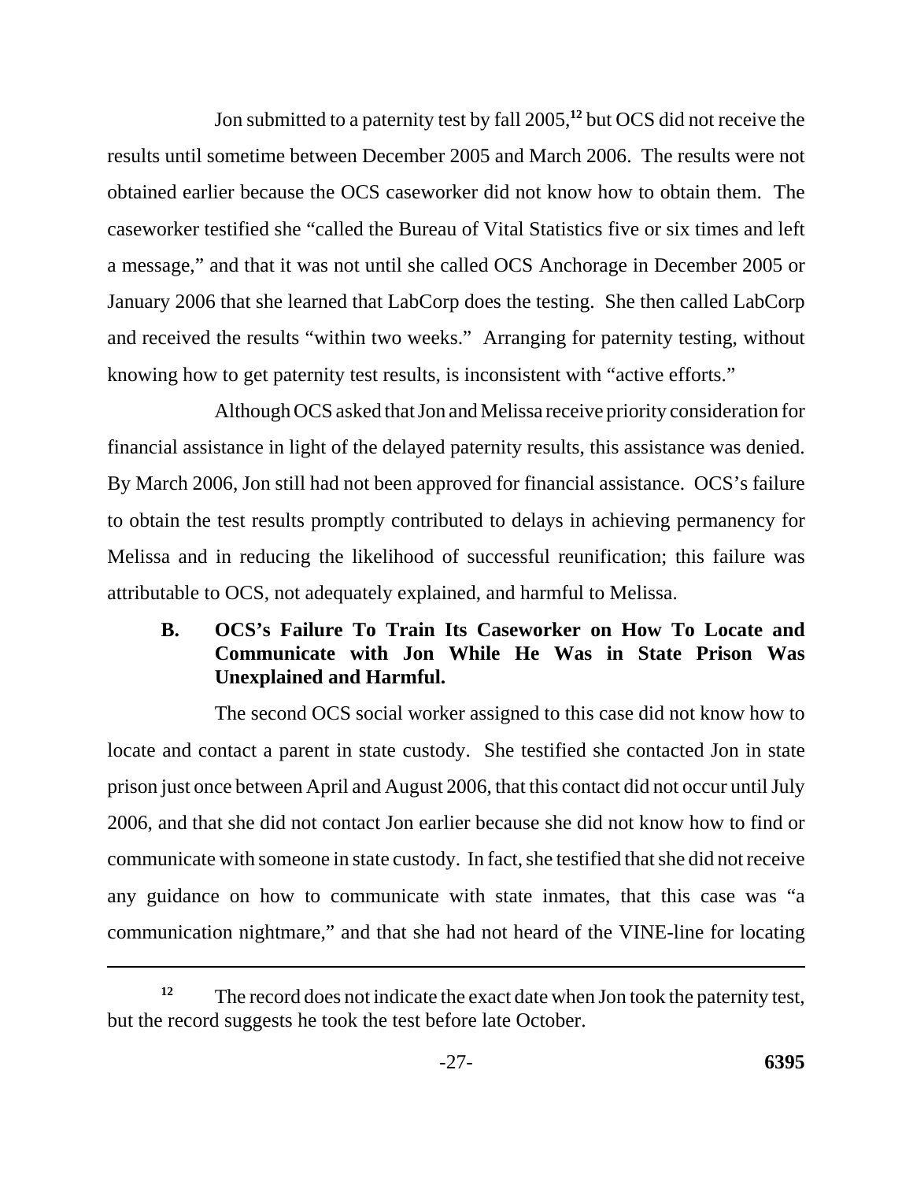Jon submitted to a paternity test by fall 2005,[12] but OCS did not receive the results until sometime between December 2005 and March 2006. The results were not obtained earlier because the OCS caseworker did not know how to obtain them. The caseworker testified she "called the Bureau of Vital Statistics five or six times and left a message," and that it was not until she called OCS Anchorage in December 2005 or January 2006 that she learned that LabCorp does the testing. She then called LabCorp and received the results "within two weeks." Arranging for paternity testing, without knowing how to get paternity test results, is inconsistent with "active efforts."

Although OCS asked that Jon and Melissa receive priority consideration for financial assistance in light of the delayed paternity results, this assistance was denied. By March 2006, Jon still had not been approved for financial assistance. OCS's failure to obtain the test results promptly contributed to delays in achieving permanency for Melissa and in reducing the likelihood of successful reunification; this failure was attributable to OCS, not adequately explained, and harmful to Melissa.

### B. OCS's Failure To Train Its Caseworker on How To Locate and Communicate with Jon While He Was in State Prison Was Unexplained and Harmful.

The second OCS social worker assigned to this case did not know how to locate and contact a parent in state custody. She testified she contacted Jon in state prison just once between April and August 2006, that this contact did not occur until July 2006, and that she did not contact Jon earlier because she did not know how to find or communicate with someone in state custody. In fact, she testified that she did not receive any guidance on how to communicate with state inmates, that this case was "a communication nightmare," and that she had not heard of the VINE-line for locating

---

[12] The record does not indicate the exact date when Jon took the paternity test, but the record suggests he took the test before late October.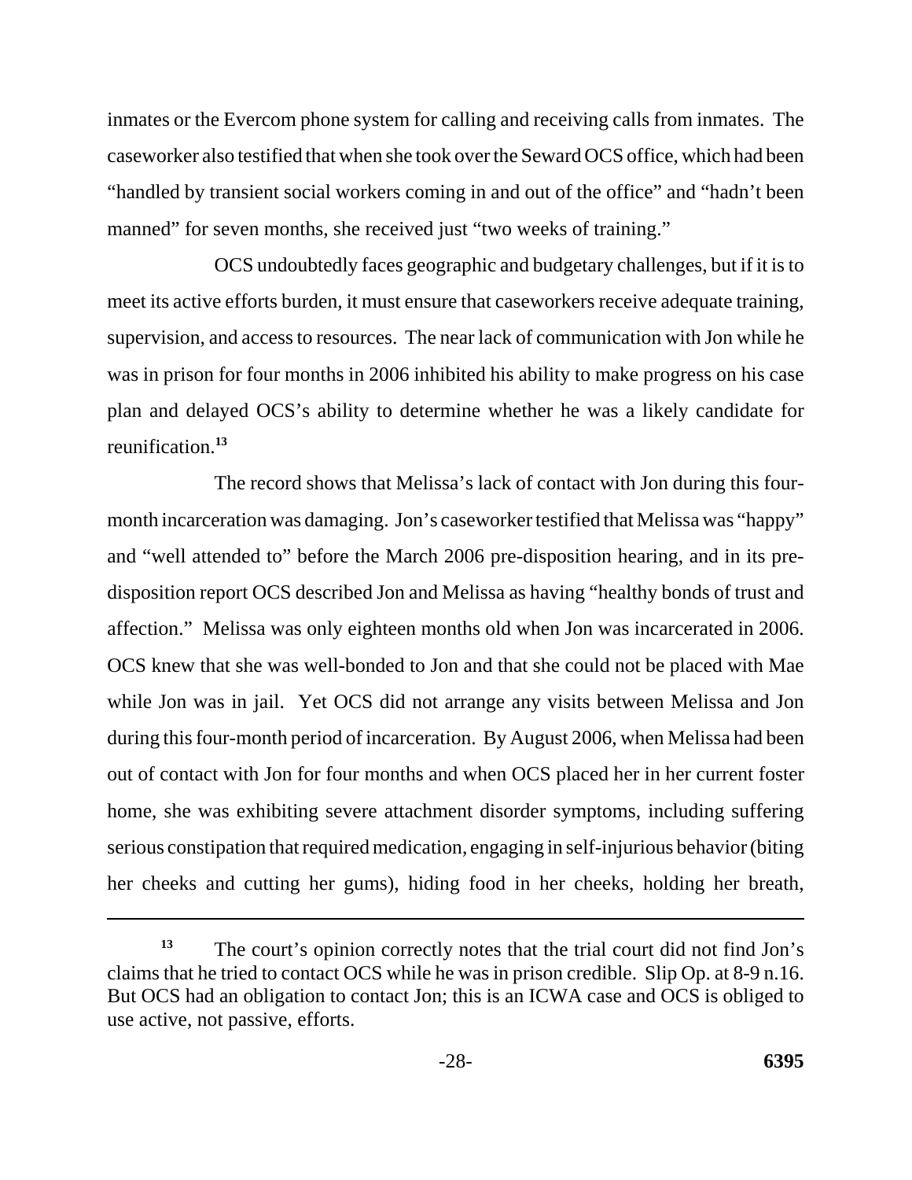inmates or the Evercom phone system for calling and receiving calls from inmates. The caseworker also testified that when she took over the Seward OCS office, which had been "handled by transient social workers coming in and out of the office" and "hadn't been manned" for seven months, she received just "two weeks of training."

OCS undoubtedly faces geographic and budgetary challenges, but if it is to meet its active efforts burden, it must ensure that caseworkers receive adequate training, supervision, and access to resources. The near lack of communication with Jon while he was in prison for four months in 2006 inhibited his ability to make progress on his case plan and delayed OCS's ability to determine whether he was a likely candidate for reunification.[13]

The record shows that Melissa's lack of contact with Jon during this four-month incarceration was damaging. Jon's caseworker testified that Melissa was "happy" and "well attended to" before the March 2006 pre-disposition hearing, and in its pre-disposition report OCS described Jon and Melissa as having "healthy bonds of trust and affection." Melissa was only eighteen months old when Jon was incarcerated in 2006. OCS knew that she was well-bonded to Jon and that she could not be placed with Mae while Jon was in jail. Yet OCS did not arrange any visits between Melissa and Jon during this four-month period of incarceration. By August 2006, when Melissa had been out of contact with Jon for four months and when OCS placed her in her current foster home, she was exhibiting severe attachment disorder symptoms, including suffering serious constipation that required medication, engaging in self-injurious behavior (biting her cheeks and cutting her gums), hiding food in her cheeks, holding her breath,

---

[13] The court's opinion correctly notes that the trial court did not find Jon's claims that he tried to contact OCS while he was in prison credible. Slip Op. at 8-9 n.16. But OCS had an obligation to contact Jon; this is an ICWA case and OCS is obliged to use active, not passive, efforts.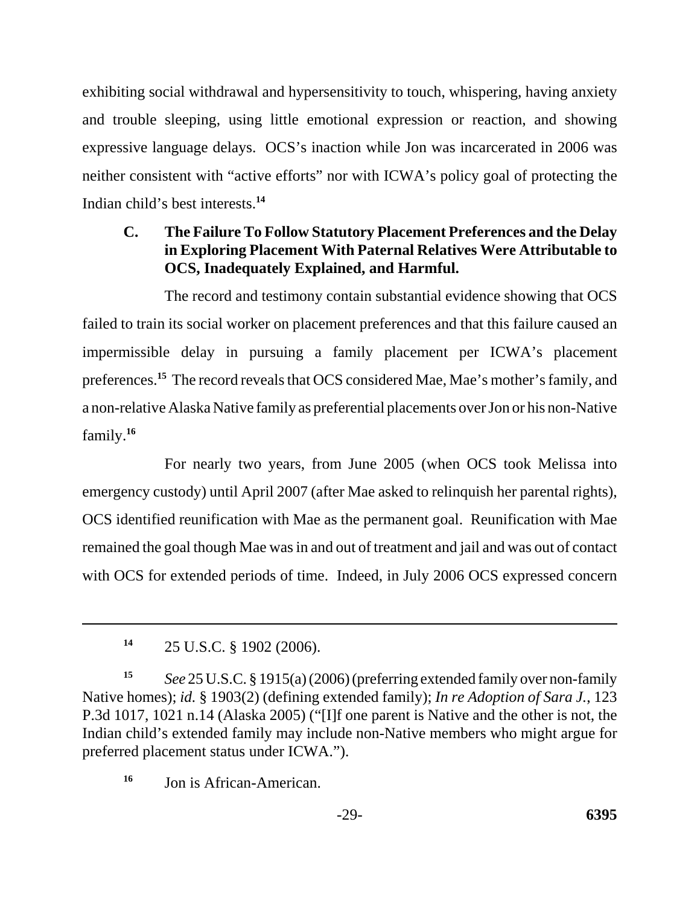exhibiting social withdrawal and hypersensitivity to touch, whispering, having anxiety and trouble sleeping, using little emotional expression or reaction, and showing expressive language delays. OCS's inaction while Jon was incarcerated in 2006 was neither consistent with "active efforts" nor with ICWA's policy goal of protecting the Indian child's best interests.[14]

### C. The Failure To Follow Statutory Placement Preferences and the Delay in Exploring Placement With Paternal Relatives Were Attributable to OCS, Inadequately Explained, and Harmful.

The record and testimony contain substantial evidence showing that OCS failed to train its social worker on placement preferences and that this failure caused an impermissible delay in pursuing a family placement per ICWA's placement preferences.[15] The record reveals that OCS considered Mae, Mae's mother's family, and a non-relative Alaska Native family as preferential placements over Jon or his non-Native family.[16]

For nearly two years, from June 2005 (when OCS took Melissa into emergency custody) until April 2007 (after Mae asked to relinquish her parental rights), OCS identified reunification with Mae as the permanent goal. Reunification with Mae remained the goal though Mae was in and out of treatment and jail and was out of contact with OCS for extended periods of time. Indeed, in July 2006 OCS expressed concern

---

[14] 25 U.S.C. § 1902 (2006).

[15] *See* 25 U.S.C. § 1915(a) (2006) (preferring extended family over non-family Native homes); *id.* § 1903(2) (defining extended family); *In re Adoption of Sara J.*, 123 P.3d 1017, 1021 n.14 (Alaska 2005) ("[I]f one parent is Native and the other is not, the Indian child's extended family may include non-Native members who might argue for preferred placement status under ICWA.").

[16] Jon is African-American.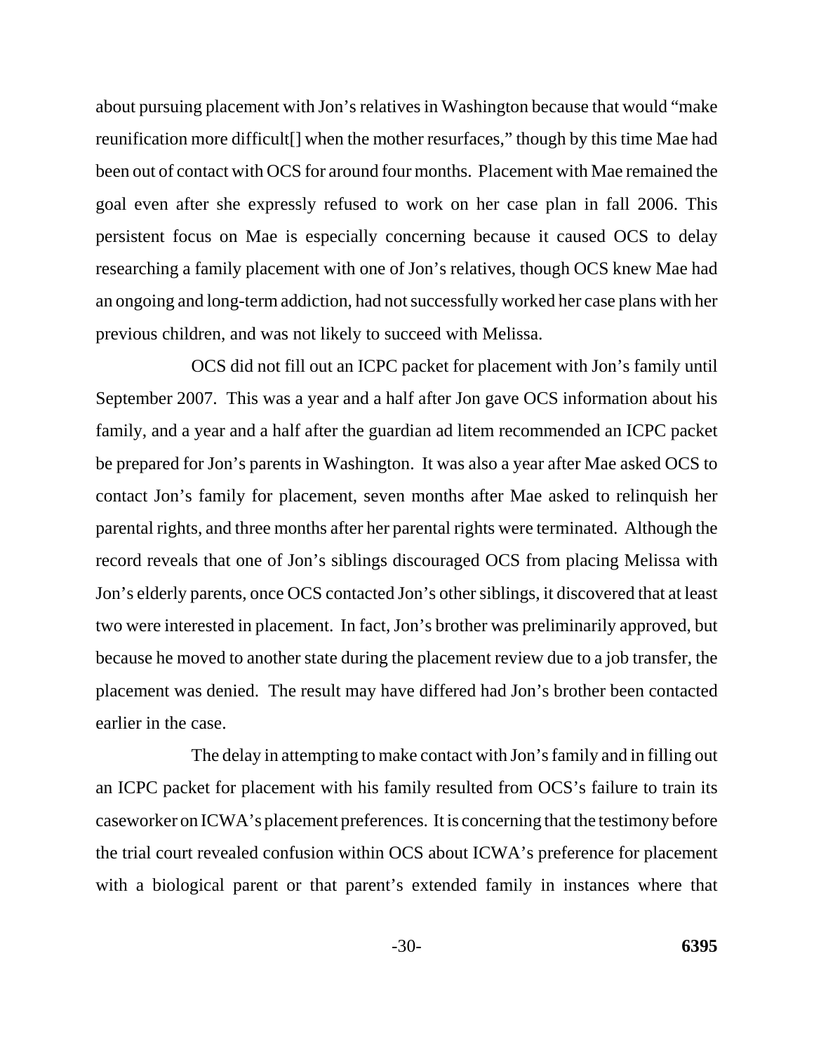about pursuing placement with Jon's relatives in Washington because that would "make reunification more difficult[] when the mother resurfaces," though by this time Mae had been out of contact with OCS for around four months. Placement with Mae remained the goal even after she expressly refused to work on her case plan in fall 2006. This persistent focus on Mae is especially concerning because it caused OCS to delay researching a family placement with one of Jon's relatives, though OCS knew Mae had an ongoing and long-term addiction, had not successfully worked her case plans with her previous children, and was not likely to succeed with Melissa.

OCS did not fill out an ICPC packet for placement with Jon's family until September 2007. This was a year and a half after Jon gave OCS information about his family, and a year and a half after the guardian ad litem recommended an ICPC packet be prepared for Jon's parents in Washington. It was also a year after Mae asked OCS to contact Jon's family for placement, seven months after Mae asked to relinquish her parental rights, and three months after her parental rights were terminated. Although the record reveals that one of Jon's siblings discouraged OCS from placing Melissa with Jon's elderly parents, once OCS contacted Jon's other siblings, it discovered that at least two were interested in placement. In fact, Jon's brother was preliminarily approved, but because he moved to another state during the placement review due to a job transfer, the placement was denied. The result may have differed had Jon's brother been contacted earlier in the case.

The delay in attempting to make contact with Jon's family and in filling out an ICPC packet for placement with his family resulted from OCS's failure to train its caseworker on ICWA's placement preferences. It is concerning that the testimony before the trial court revealed confusion within OCS about ICWA's preference for placement with a biological parent or that parent's extended family in instances where that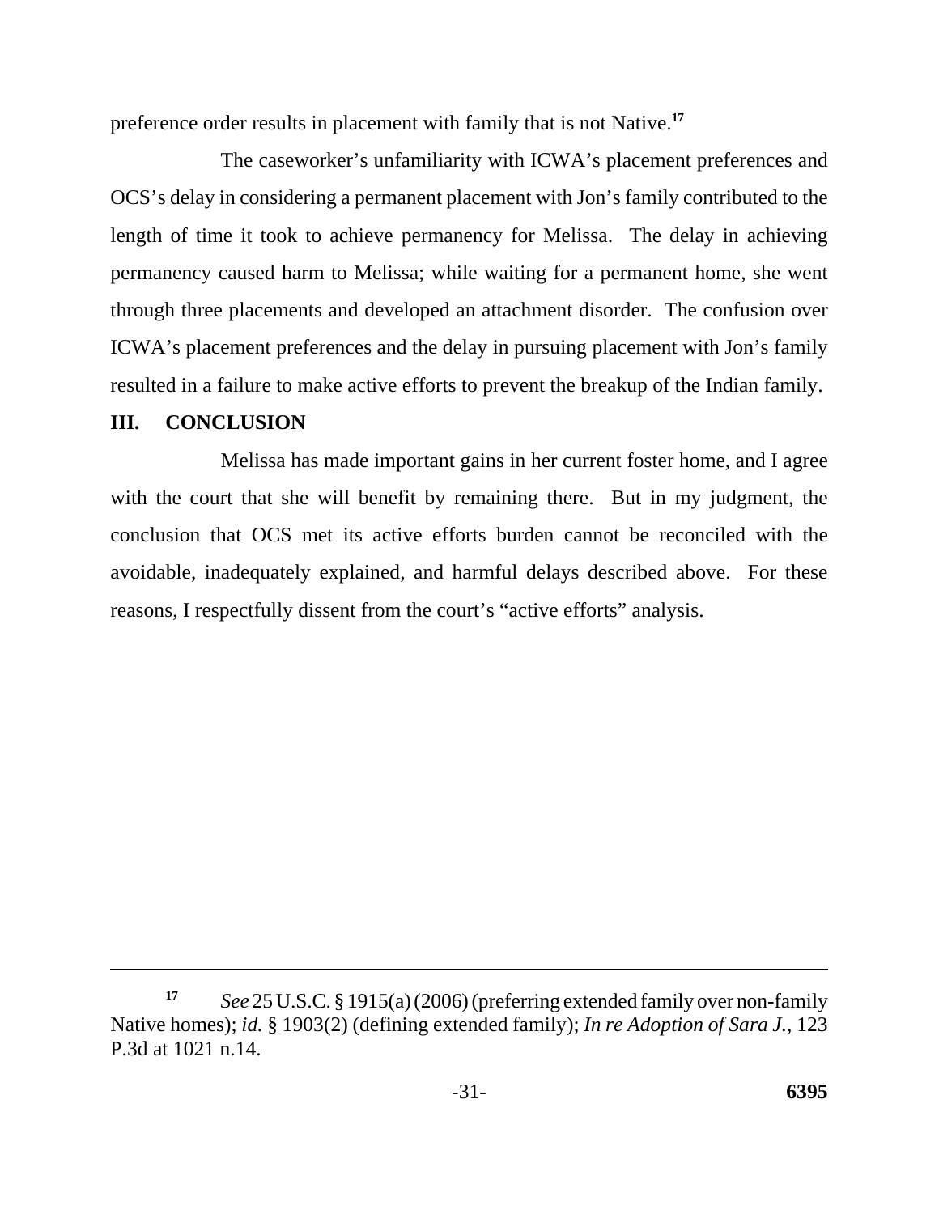preference order results in placement with family that is not Native.[17]

The caseworker's unfamiliarity with ICWA's placement preferences and OCS's delay in considering a permanent placement with Jon's family contributed to the length of time it took to achieve permanency for Melissa. The delay in achieving permanency caused harm to Melissa; while waiting for a permanent home, she went through three placements and developed an attachment disorder. The confusion over ICWA's placement preferences and the delay in pursuing placement with Jon's family resulted in a failure to make active efforts to prevent the breakup of the Indian family.

## III. CONCLUSION

Melissa has made important gains in her current foster home, and I agree with the court that she will benefit by remaining there. But in my judgment, the conclusion that OCS met its active efforts burden cannot be reconciled with the avoidable, inadequately explained, and harmful delays described above. For these reasons, I respectfully dissent from the court's "active efforts" analysis.

---

[17] *See* 25 U.S.C. § 1915(a) (2006) (preferring extended family over non-family Native homes); *id.* § 1903(2) (defining extended family); *In re Adoption of Sara J.*, 123 P.3d at 1021 n.14.